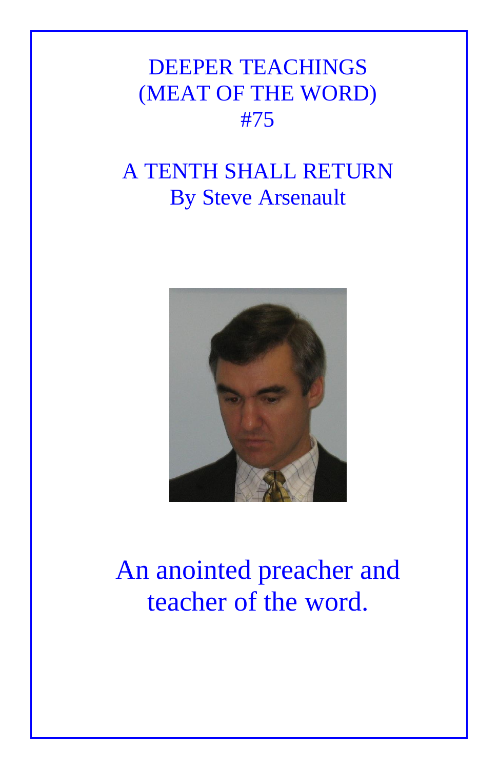# DEEPER TEACHINGS
# (MEAT OF THE WORD)
# #75

## A TENTH SHALL RETURN
By Steve Arsenault

An anointed preacher and teacher of the word.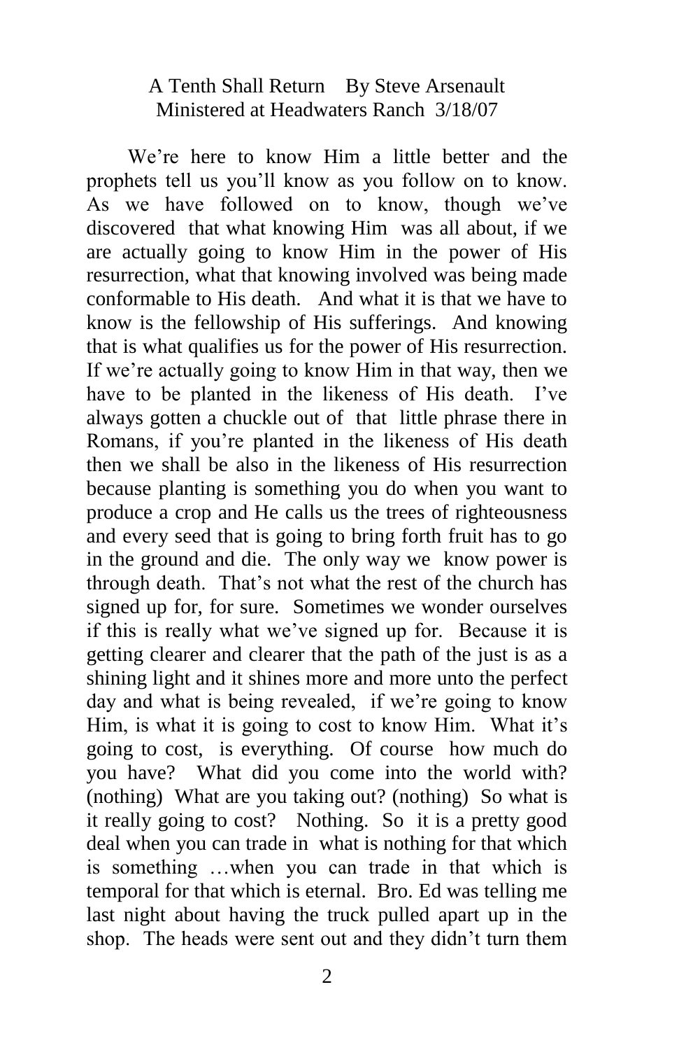A Tenth Shall Return  By Steve Arsenault
Ministered at Headwaters Ranch 3/18/07

We're here to know Him a little better and the prophets tell us you'll know as you follow on to know. As we have followed on to know, though we've discovered that what knowing Him was all about, if we are actually going to know Him in the power of His resurrection, what that knowing involved was being made conformable to His death. And what it is that we have to know is the fellowship of His sufferings. And knowing that is what qualifies us for the power of His resurrection. If we're actually going to know Him in that way, then we have to be planted in the likeness of His death. I've always gotten a chuckle out of that little phrase there in Romans, if you're planted in the likeness of His death then we shall be also in the likeness of His resurrection because planting is something you do when you want to produce a crop and He calls us the trees of righteousness and every seed that is going to bring forth fruit has to go in the ground and die. The only way we know power is through death. That's not what the rest of the church has signed up for, for sure. Sometimes we wonder ourselves if this is really what we've signed up for. Because it is getting clearer and clearer that the path of the just is as a shining light and it shines more and more unto the perfect day and what is being revealed, if we're going to know Him, is what it is going to cost to know Him. What it's going to cost, is everything. Of course how much do you have? What did you come into the world with? (nothing) What are you taking out? (nothing) So what is it really going to cost? Nothing. So it is a pretty good deal when you can trade in what is nothing for that which is something …when you can trade in that which is temporal for that which is eternal. Bro. Ed was telling me last night about having the truck pulled apart up in the shop. The heads were sent out and they didn't turn them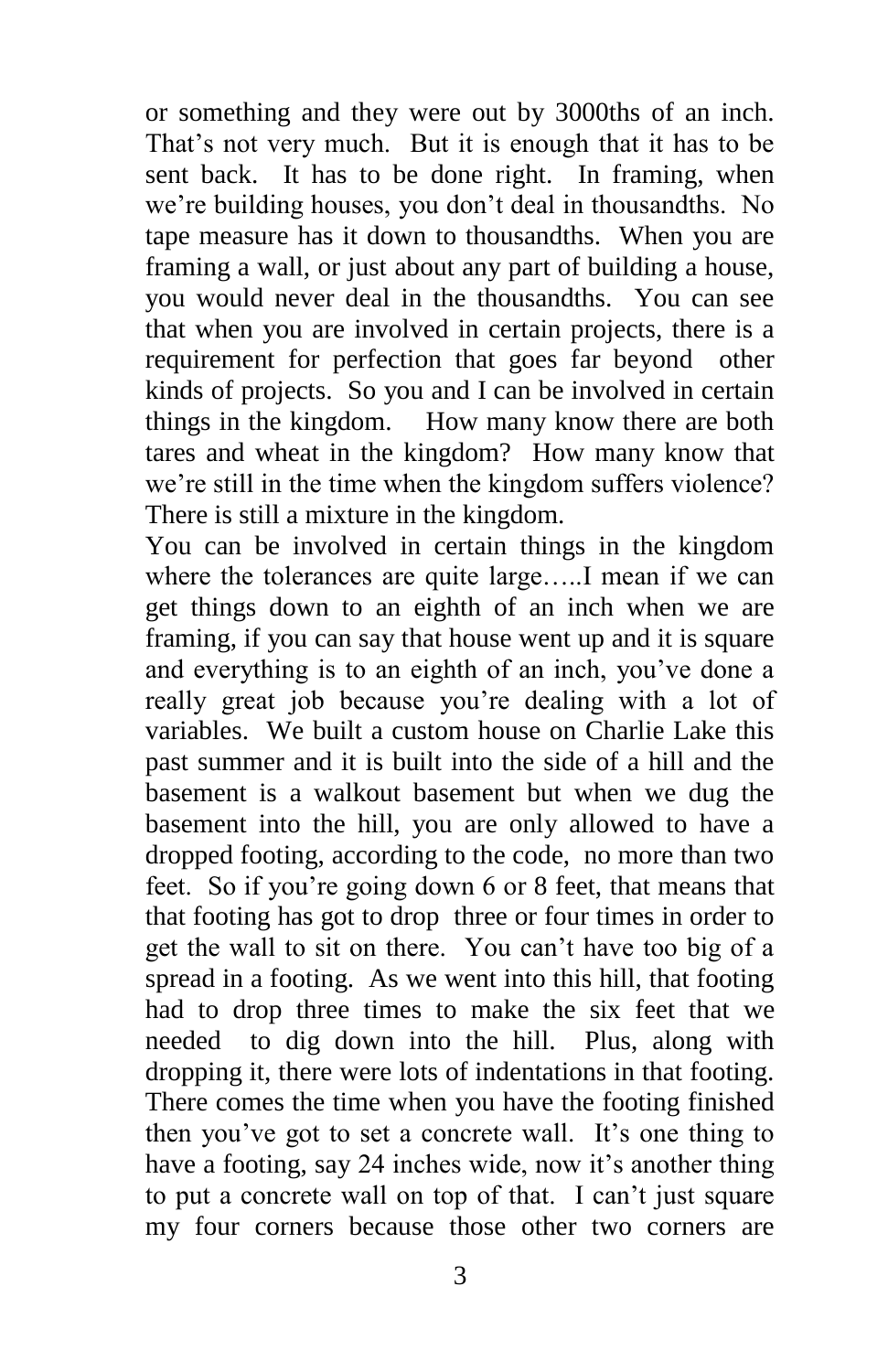or something and they were out by 3000ths of an inch. That's not very much. But it is enough that it has to be sent back. It has to be done right. In framing, when we're building houses, you don't deal in thousandths. No tape measure has it down to thousandths. When you are framing a wall, or just about any part of building a house, you would never deal in the thousandths. You can see that when you are involved in certain projects, there is a requirement for perfection that goes far beyond other kinds of projects. So you and I can be involved in certain things in the kingdom. How many know there are both tares and wheat in the kingdom? How many know that we're still in the time when the kingdom suffers violence? There is still a mixture in the kingdom.

You can be involved in certain things in the kingdom where the tolerances are quite large…..I mean if we can get things down to an eighth of an inch when we are framing, if you can say that house went up and it is square and everything is to an eighth of an inch, you've done a really great job because you're dealing with a lot of variables. We built a custom house on Charlie Lake this past summer and it is built into the side of a hill and the basement is a walkout basement but when we dug the basement into the hill, you are only allowed to have a dropped footing, according to the code, no more than two feet. So if you're going down 6 or 8 feet, that means that that footing has got to drop three or four times in order to get the wall to sit on there. You can't have too big of a spread in a footing. As we went into this hill, that footing had to drop three times to make the six feet that we needed to dig down into the hill. Plus, along with dropping it, there were lots of indentations in that footing. There comes the time when you have the footing finished then you've got to set a concrete wall. It's one thing to have a footing, say 24 inches wide, now it's another thing to put a concrete wall on top of that. I can't just square my four corners because those other two corners are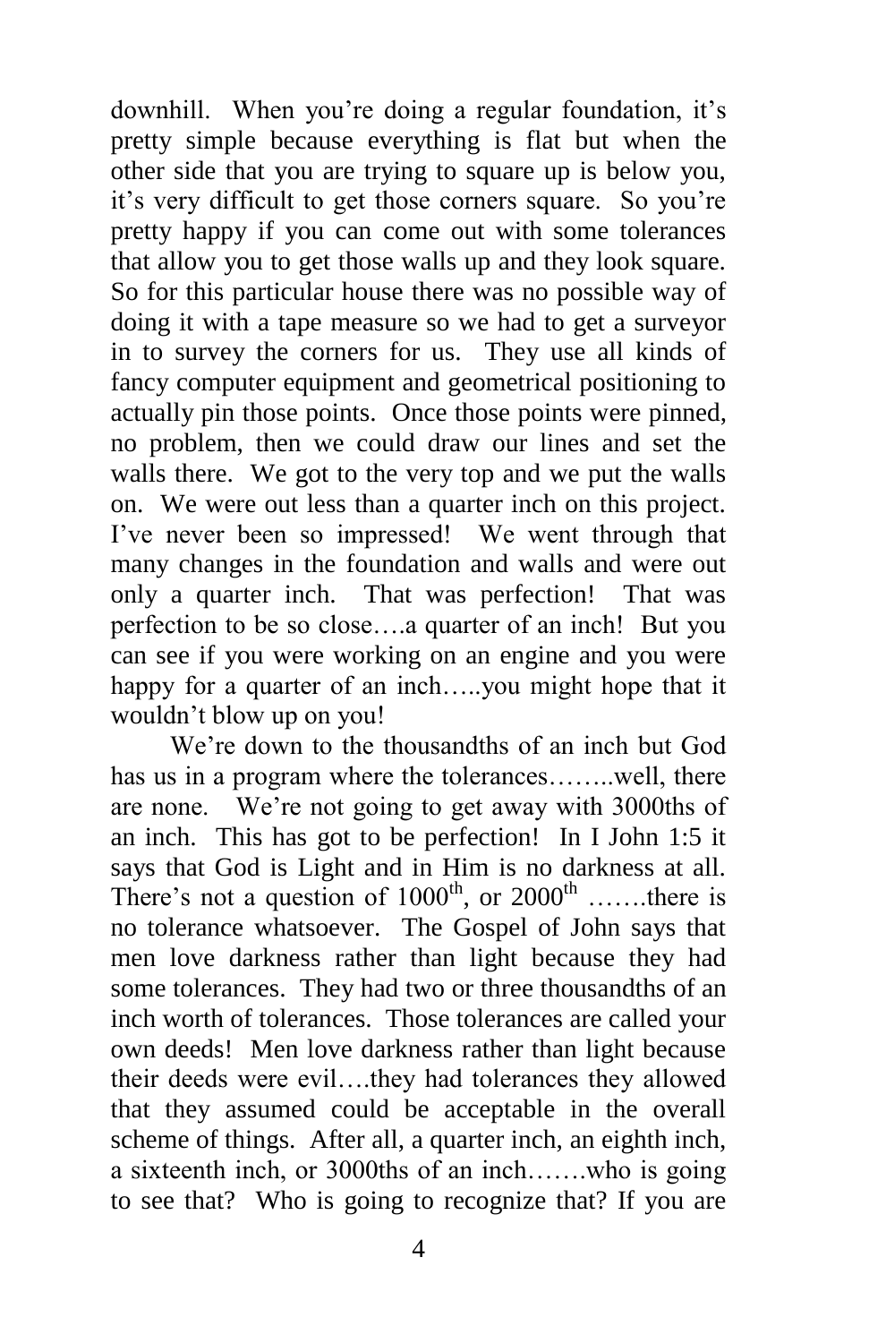downhill. When you're doing a regular foundation, it's pretty simple because everything is flat but when the other side that you are trying to square up is below you, it's very difficult to get those corners square. So you're pretty happy if you can come out with some tolerances that allow you to get those walls up and they look square. So for this particular house there was no possible way of doing it with a tape measure so we had to get a surveyor in to survey the corners for us. They use all kinds of fancy computer equipment and geometrical positioning to actually pin those points. Once those points were pinned, no problem, then we could draw our lines and set the walls there. We got to the very top and we put the walls on. We were out less than a quarter inch on this project. I've never been so impressed! We went through that many changes in the foundation and walls and were out only a quarter inch. That was perfection! That was perfection to be so close….a quarter of an inch! But you can see if you were working on an engine and you were happy for a quarter of an inch…..you might hope that it wouldn't blow up on you!

We're down to the thousandths of an inch but God has us in a program where the tolerances……..well, there are none. We're not going to get away with 3000ths of an inch. This has got to be perfection! In I John 1:5 it says that God is Light and in Him is no darkness at all. There's not a question of 1000th, or 2000th …….there is no tolerance whatsoever. The Gospel of John says that men love darkness rather than light because they had some tolerances. They had two or three thousandths of an inch worth of tolerances. Those tolerances are called your own deeds! Men love darkness rather than light because their deeds were evil….they had tolerances they allowed that they assumed could be acceptable in the overall scheme of things. After all, a quarter inch, an eighth inch, a sixteenth inch, or 3000ths of an inch…….who is going to see that? Who is going to recognize that? If you are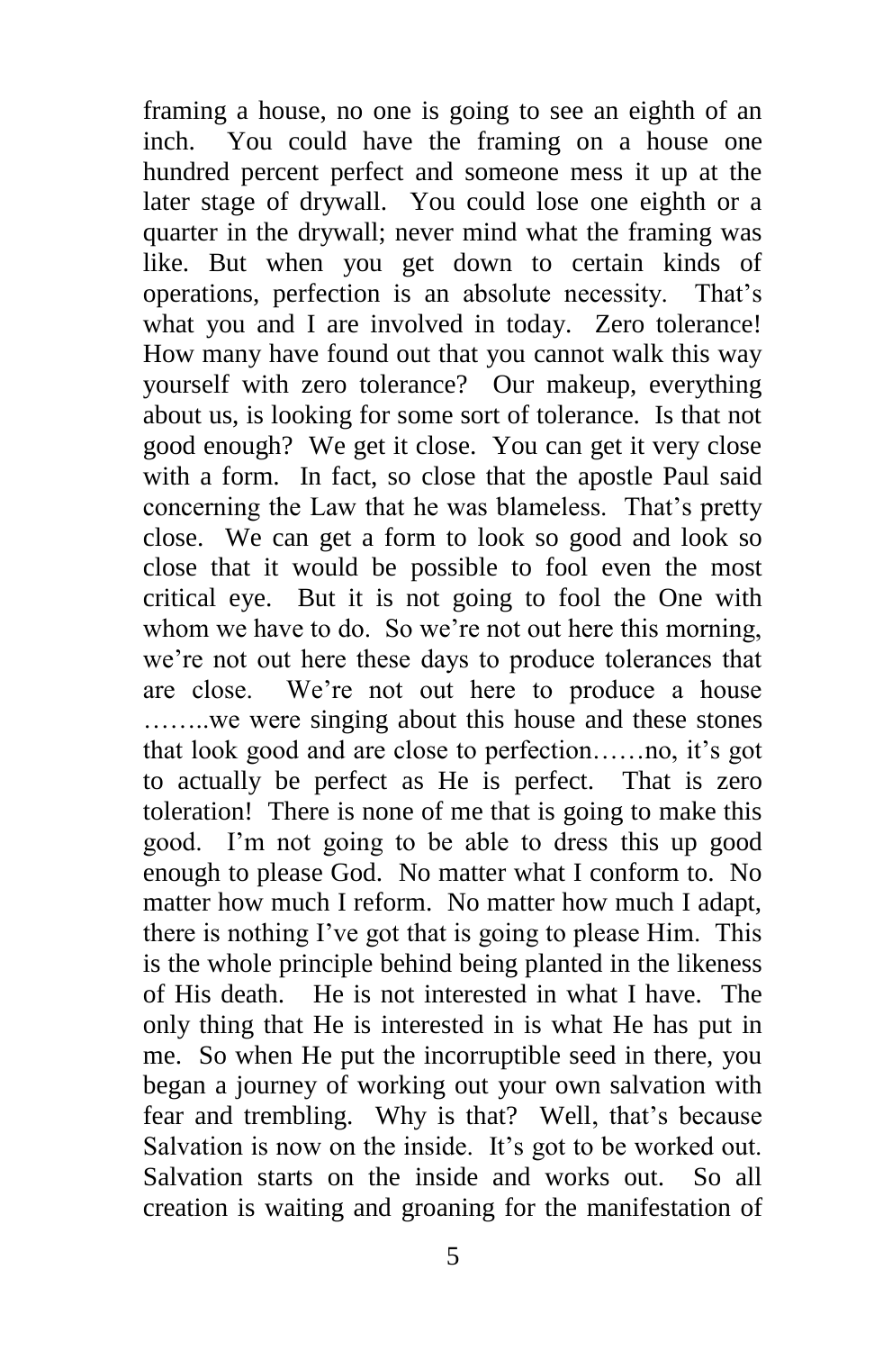framing a house, no one is going to see an eighth of an inch. You could have the framing on a house one hundred percent perfect and someone mess it up at the later stage of drywall. You could lose one eighth or a quarter in the drywall; never mind what the framing was like. But when you get down to certain kinds of operations, perfection is an absolute necessity. That's what you and I are involved in today. Zero tolerance! How many have found out that you cannot walk this way yourself with zero tolerance? Our makeup, everything about us, is looking for some sort of tolerance. Is that not good enough? We get it close. You can get it very close with a form. In fact, so close that the apostle Paul said concerning the Law that he was blameless. That's pretty close. We can get a form to look so good and look so close that it would be possible to fool even the most critical eye. But it is not going to fool the One with whom we have to do. So we're not out here this morning, we're not out here these days to produce tolerances that are close. We're not out here to produce a house ……..we were singing about this house and these stones that look good and are close to perfection……no, it's got to actually be perfect as He is perfect. That is zero toleration! There is none of me that is going to make this good. I'm not going to be able to dress this up good enough to please God. No matter what I conform to. No matter how much I reform. No matter how much I adapt, there is nothing I've got that is going to please Him. This is the whole principle behind being planted in the likeness of His death. He is not interested in what I have. The only thing that He is interested in is what He has put in me. So when He put the incorruptible seed in there, you began a journey of working out your own salvation with fear and trembling. Why is that? Well, that's because Salvation is now on the inside. It's got to be worked out. Salvation starts on the inside and works out. So all creation is waiting and groaning for the manifestation of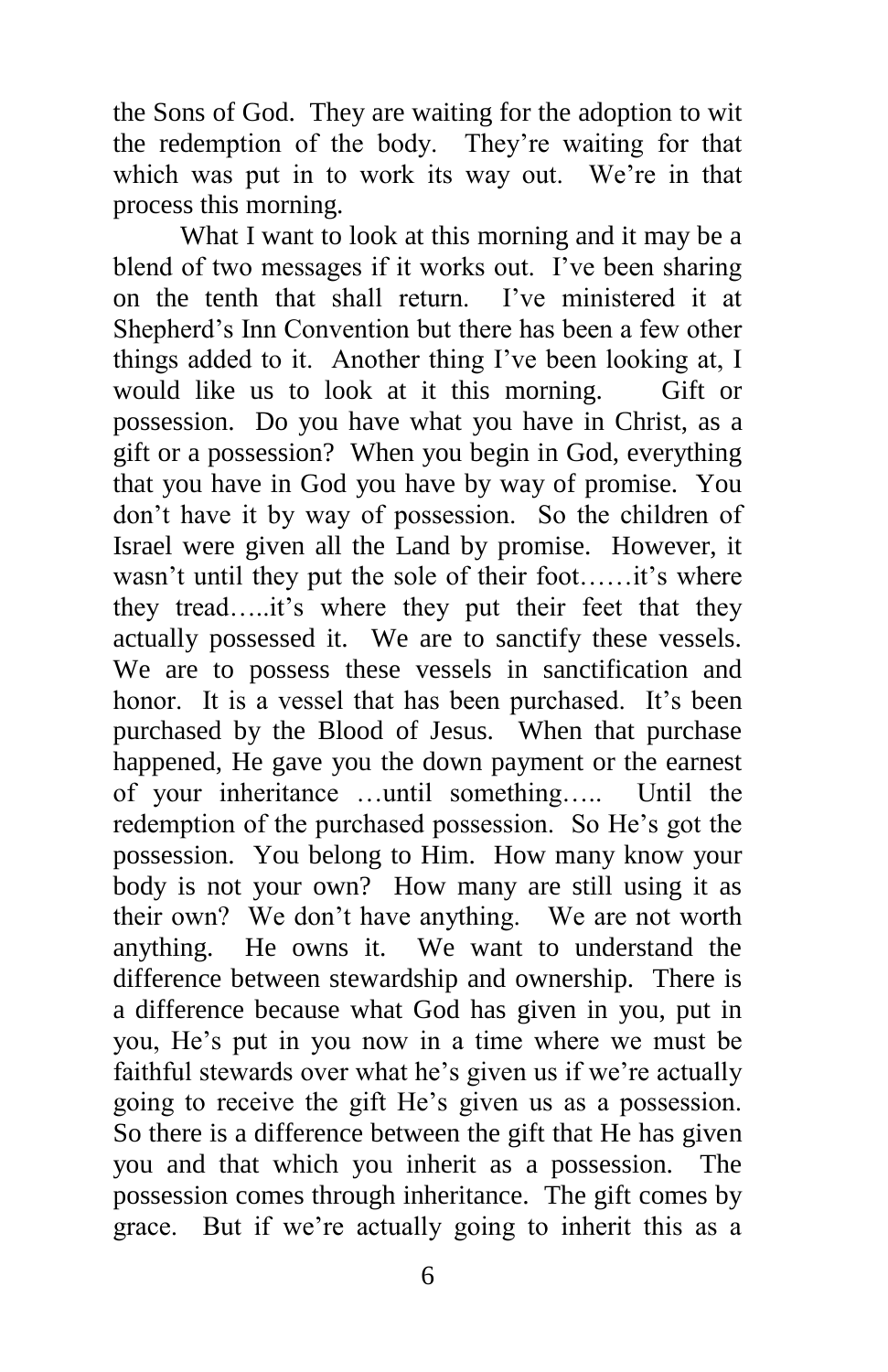the Sons of God. They are waiting for the adoption to wit the redemption of the body. They're waiting for that which was put in to work its way out. We're in that process this morning.

What I want to look at this morning and it may be a blend of two messages if it works out. I've been sharing on the tenth that shall return. I've ministered it at Shepherd's Inn Convention but there has been a few other things added to it. Another thing I've been looking at, I would like us to look at it this morning. Gift or possession. Do you have what you have in Christ, as a gift or a possession? When you begin in God, everything that you have in God you have by way of promise. You don't have it by way of possession. So the children of Israel were given all the Land by promise. However, it wasn't until they put the sole of their foot……it's where they tread…..it's where they put their feet that they actually possessed it. We are to sanctify these vessels. We are to possess these vessels in sanctification and honor. It is a vessel that has been purchased. It's been purchased by the Blood of Jesus. When that purchase happened, He gave you the down payment or the earnest of your inheritance …until something….. Until the redemption of the purchased possession. So He's got the possession. You belong to Him. How many know your body is not your own? How many are still using it as their own? We don't have anything. We are not worth anything. He owns it. We want to understand the difference between stewardship and ownership. There is a difference because what God has given in you, put in you, He's put in you now in a time where we must be faithful stewards over what he's given us if we're actually going to receive the gift He's given us as a possession. So there is a difference between the gift that He has given you and that which you inherit as a possession. The possession comes through inheritance. The gift comes by grace. But if we're actually going to inherit this as a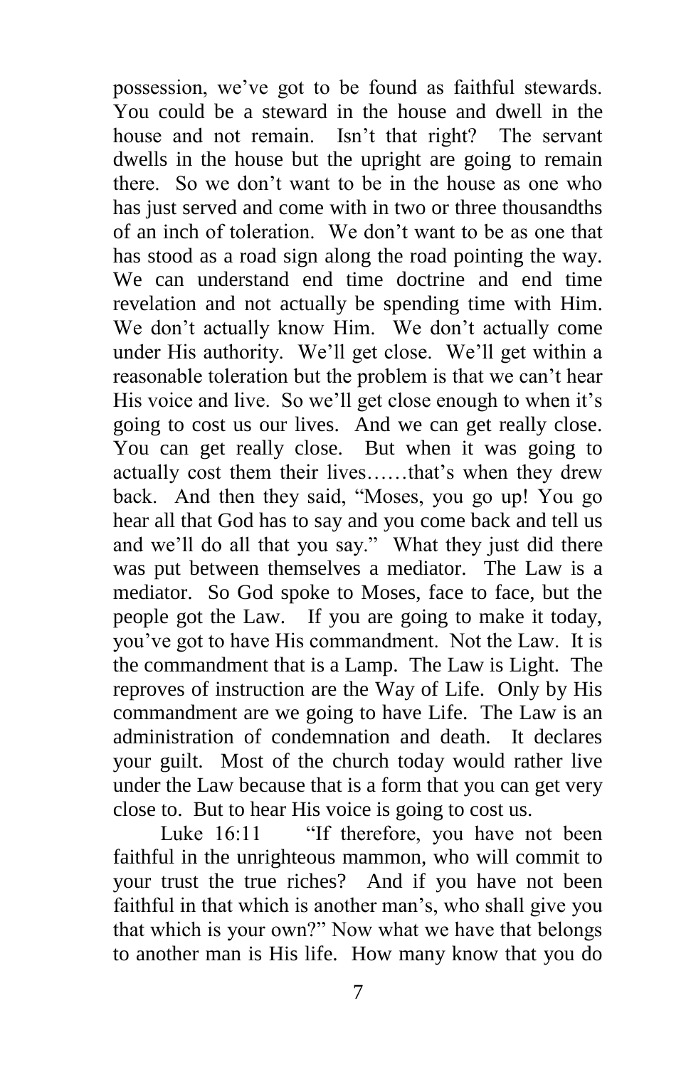possession, we've got to be found as faithful stewards. You could be a steward in the house and dwell in the house and not remain. Isn't that right? The servant dwells in the house but the upright are going to remain there. So we don't want to be in the house as one who has just served and come with in two or three thousandths of an inch of toleration. We don't want to be as one that has stood as a road sign along the road pointing the way. We can understand end time doctrine and end time revelation and not actually be spending time with Him. We don't actually know Him. We don't actually come under His authority. We'll get close. We'll get within a reasonable toleration but the problem is that we can't hear His voice and live. So we'll get close enough to when it's going to cost us our lives. And we can get really close. You can get really close. But when it was going to actually cost them their lives……that's when they drew back. And then they said, "Moses, you go up! You go hear all that God has to say and you come back and tell us and we'll do all that you say." What they just did there was put between themselves a mediator. The Law is a mediator. So God spoke to Moses, face to face, but the people got the Law. If you are going to make it today, you've got to have His commandment. Not the Law. It is the commandment that is a Lamp. The Law is Light. The reproves of instruction are the Way of Life. Only by His commandment are we going to have Life. The Law is an administration of condemnation and death. It declares your guilt. Most of the church today would rather live under the Law because that is a form that you can get very close to. But to hear His voice is going to cost us.

Luke 16:11 "If therefore, you have not been faithful in the unrighteous mammon, who will commit to your trust the true riches? And if you have not been faithful in that which is another man's, who shall give you that which is your own?" Now what we have that belongs to another man is His life. How many know that you do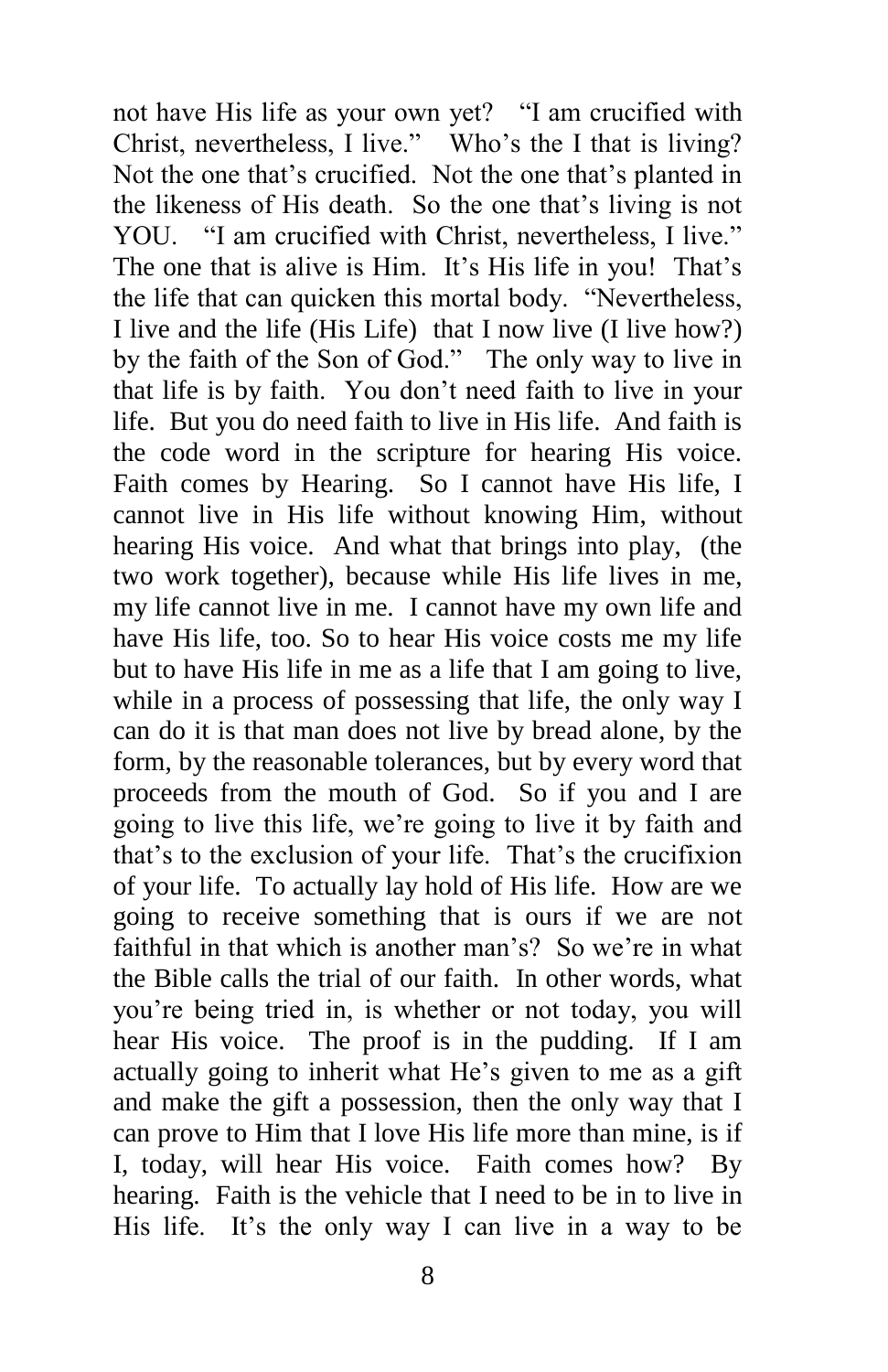not have His life as your own yet? "I am crucified with Christ, nevertheless, I live." Who's the I that is living? Not the one that's crucified. Not the one that's planted in the likeness of His death. So the one that's living is not YOU. "I am crucified with Christ, nevertheless, I live." The one that is alive is Him. It's His life in you! That's the life that can quicken this mortal body. "Nevertheless, I live and the life (His Life) that I now live (I live how?) by the faith of the Son of God." The only way to live in that life is by faith. You don't need faith to live in your life. But you do need faith to live in His life. And faith is the code word in the scripture for hearing His voice. Faith comes by Hearing. So I cannot have His life, I cannot live in His life without knowing Him, without hearing His voice. And what that brings into play, (the two work together), because while His life lives in me, my life cannot live in me. I cannot have my own life and have His life, too. So to hear His voice costs me my life but to have His life in me as a life that I am going to live, while in a process of possessing that life, the only way I can do it is that man does not live by bread alone, by the form, by the reasonable tolerances, but by every word that proceeds from the mouth of God. So if you and I are going to live this life, we're going to live it by faith and that's to the exclusion of your life. That's the crucifixion of your life. To actually lay hold of His life. How are we going to receive something that is ours if we are not faithful in that which is another man's? So we're in what the Bible calls the trial of our faith. In other words, what you're being tried in, is whether or not today, you will hear His voice. The proof is in the pudding. If I am actually going to inherit what He's given to me as a gift and make the gift a possession, then the only way that I can prove to Him that I love His life more than mine, is if I, today, will hear His voice. Faith comes how? By hearing. Faith is the vehicle that I need to be in to live in His life. It's the only way I can live in a way to be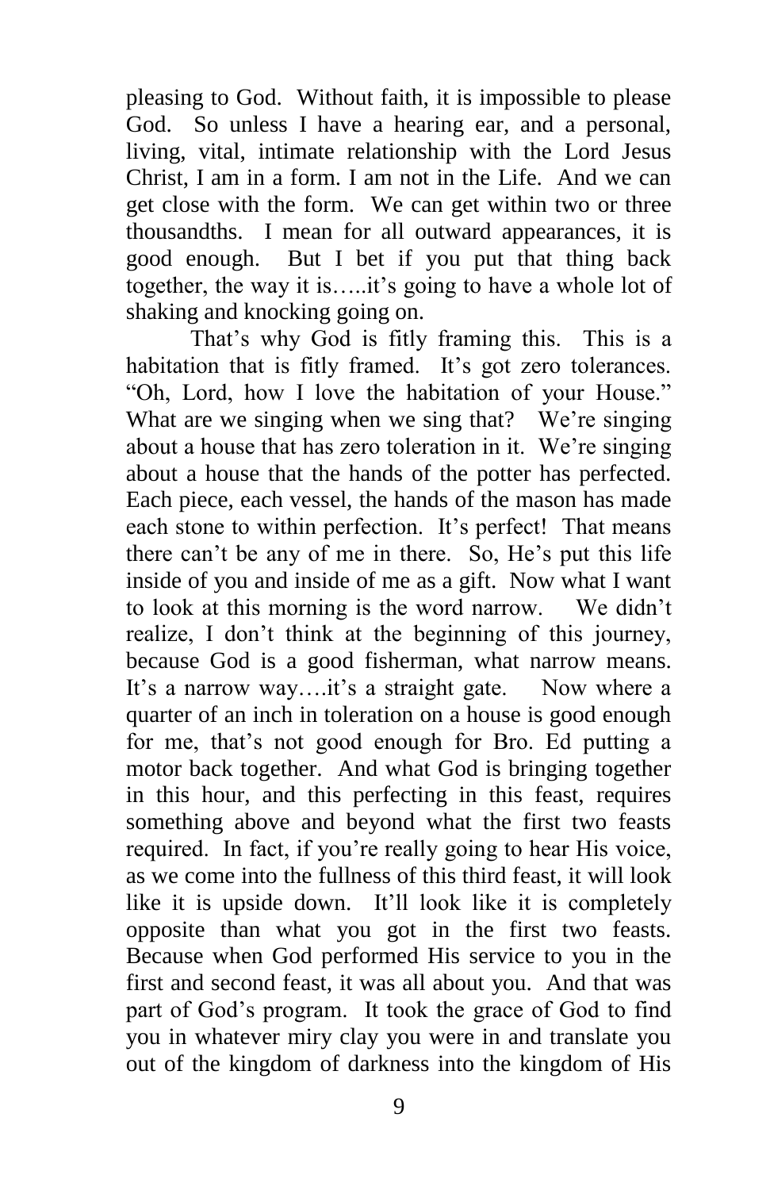pleasing to God. Without faith, it is impossible to please God. So unless I have a hearing ear, and a personal, living, vital, intimate relationship with the Lord Jesus Christ, I am in a form. I am not in the Life. And we can get close with the form. We can get within two or three thousandths. I mean for all outward appearances, it is good enough. But I bet if you put that thing back together, the way it is…..it's going to have a whole lot of shaking and knocking going on.

That's why God is fitly framing this. This is a habitation that is fitly framed. It's got zero tolerances. "Oh, Lord, how I love the habitation of your House." What are we singing when we sing that? We're singing about a house that has zero toleration in it. We're singing about a house that the hands of the potter has perfected. Each piece, each vessel, the hands of the mason has made each stone to within perfection. It's perfect! That means there can't be any of me in there. So, He's put this life inside of you and inside of me as a gift. Now what I want to look at this morning is the word narrow. We didn't realize, I don't think at the beginning of this journey, because God is a good fisherman, what narrow means. It's a narrow way….it's a straight gate. Now where a quarter of an inch in toleration on a house is good enough for me, that's not good enough for Bro. Ed putting a motor back together. And what God is bringing together in this hour, and this perfecting in this feast, requires something above and beyond what the first two feasts required. In fact, if you're really going to hear His voice, as we come into the fullness of this third feast, it will look like it is upside down. It'll look like it is completely opposite than what you got in the first two feasts. Because when God performed His service to you in the first and second feast, it was all about you. And that was part of God's program. It took the grace of God to find you in whatever miry clay you were in and translate you out of the kingdom of darkness into the kingdom of His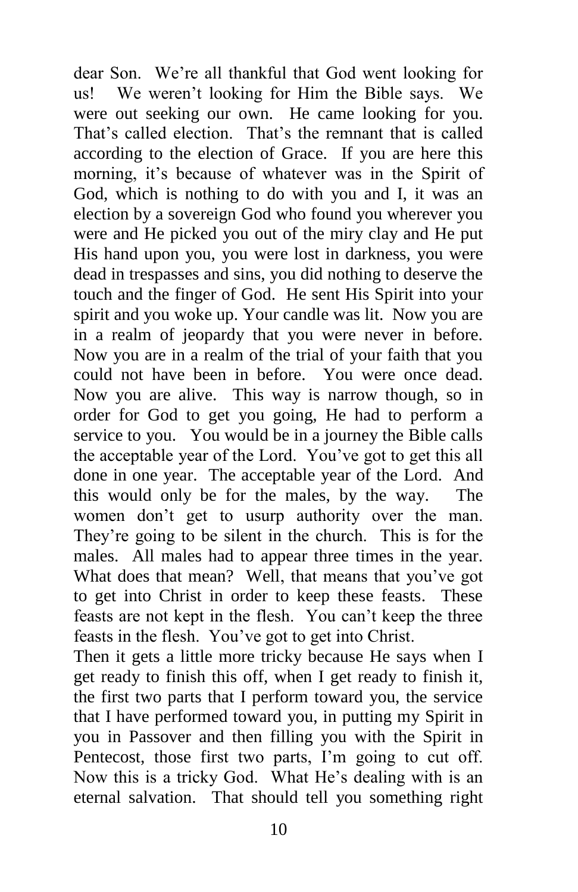dear Son. We're all thankful that God went looking for us! We weren't looking for Him the Bible says. We were out seeking our own. He came looking for you. That's called election. That's the remnant that is called according to the election of Grace. If you are here this morning, it's because of whatever was in the Spirit of God, which is nothing to do with you and I, it was an election by a sovereign God who found you wherever you were and He picked you out of the miry clay and He put His hand upon you, you were lost in darkness, you were dead in trespasses and sins, you did nothing to deserve the touch and the finger of God. He sent His Spirit into your spirit and you woke up. Your candle was lit. Now you are in a realm of jeopardy that you were never in before. Now you are in a realm of the trial of your faith that you could not have been in before. You were once dead. Now you are alive. This way is narrow though, so in order for God to get you going, He had to perform a service to you. You would be in a journey the Bible calls the acceptable year of the Lord. You've got to get this all done in one year. The acceptable year of the Lord. And this would only be for the males, by the way. The women don't get to usurp authority over the man. They're going to be silent in the church. This is for the males. All males had to appear three times in the year. What does that mean? Well, that means that you've got to get into Christ in order to keep these feasts. These feasts are not kept in the flesh. You can't keep the three feasts in the flesh. You've got to get into Christ.

Then it gets a little more tricky because He says when I get ready to finish this off, when I get ready to finish it, the first two parts that I perform toward you, the service that I have performed toward you, in putting my Spirit in you in Passover and then filling you with the Spirit in Pentecost, those first two parts, I'm going to cut off. Now this is a tricky God. What He's dealing with is an eternal salvation. That should tell you something right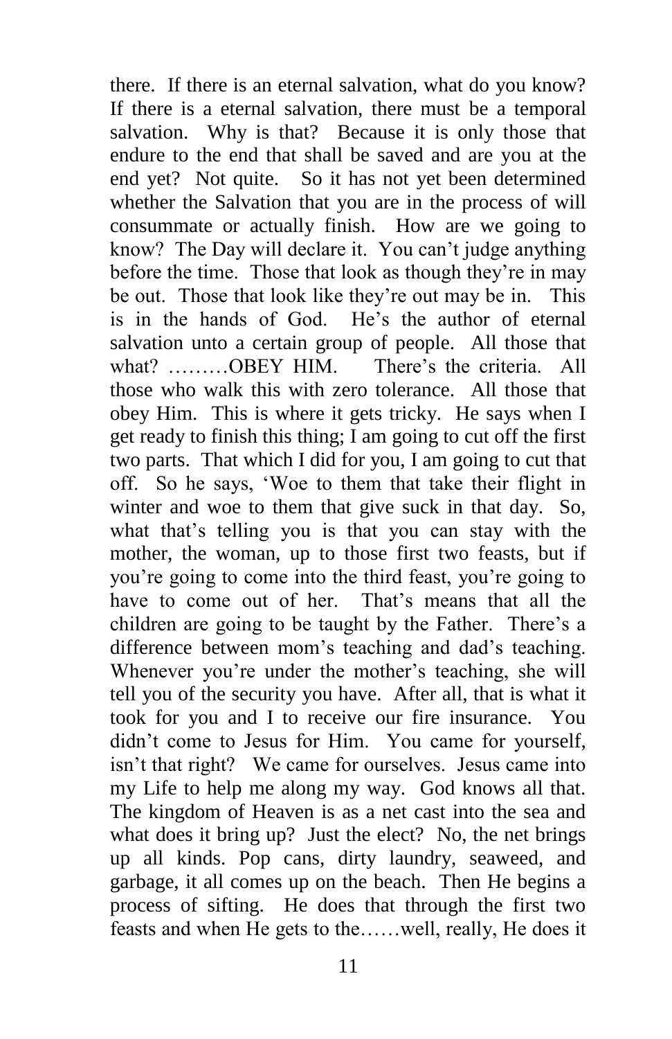there. If there is an eternal salvation, what do you know? If there is a eternal salvation, there must be a temporal salvation. Why is that? Because it is only those that endure to the end that shall be saved and are you at the end yet? Not quite. So it has not yet been determined whether the Salvation that you are in the process of will consummate or actually finish. How are we going to know? The Day will declare it. You can't judge anything before the time. Those that look as though they're in may be out. Those that look like they're out may be in. This is in the hands of God. He's the author of eternal salvation unto a certain group of people. All those that what? ………OBEY HIM. There's the criteria. All those who walk this with zero tolerance. All those that obey Him. This is where it gets tricky. He says when I get ready to finish this thing; I am going to cut off the first two parts. That which I did for you, I am going to cut that off. So he says, 'Woe to them that take their flight in winter and woe to them that give suck in that day. So, what that's telling you is that you can stay with the mother, the woman, up to those first two feasts, but if you're going to come into the third feast, you're going to have to come out of her. That's means that all the children are going to be taught by the Father. There's a difference between mom's teaching and dad's teaching. Whenever you're under the mother's teaching, she will tell you of the security you have. After all, that is what it took for you and I to receive our fire insurance. You didn't come to Jesus for Him. You came for yourself, isn't that right? We came for ourselves. Jesus came into my Life to help me along my way. God knows all that. The kingdom of Heaven is as a net cast into the sea and what does it bring up? Just the elect? No, the net brings up all kinds. Pop cans, dirty laundry, seaweed, and garbage, it all comes up on the beach. Then He begins a process of sifting. He does that through the first two feasts and when He gets to the……well, really, He does it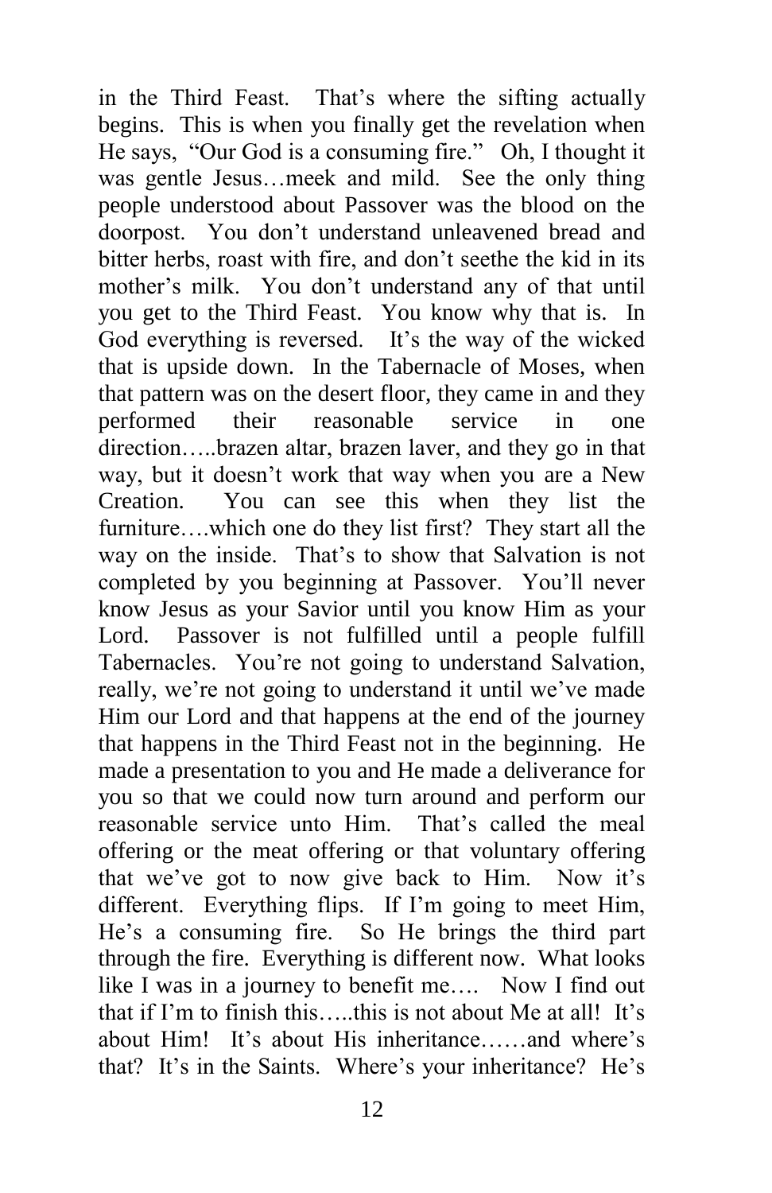in the Third Feast. That's where the sifting actually begins. This is when you finally get the revelation when He says, "Our God is a consuming fire." Oh, I thought it was gentle Jesus…meek and mild. See the only thing people understood about Passover was the blood on the doorpost. You don't understand unleavened bread and bitter herbs, roast with fire, and don't seethe the kid in its mother's milk. You don't understand any of that until you get to the Third Feast. You know why that is. In God everything is reversed. It's the way of the wicked that is upside down. In the Tabernacle of Moses, when that pattern was on the desert floor, they came in and they performed their reasonable service in one direction…..brazen altar, brazen laver, and they go in that way, but it doesn't work that way when you are a New Creation. You can see this when they list the furniture….which one do they list first? They start all the way on the inside. That's to show that Salvation is not completed by you beginning at Passover. You'll never know Jesus as your Savior until you know Him as your Lord. Passover is not fulfilled until a people fulfill Tabernacles. You're not going to understand Salvation, really, we're not going to understand it until we've made Him our Lord and that happens at the end of the journey that happens in the Third Feast not in the beginning. He made a presentation to you and He made a deliverance for you so that we could now turn around and perform our reasonable service unto Him. That's called the meal offering or the meat offering or that voluntary offering that we've got to now give back to Him. Now it's different. Everything flips. If I'm going to meet Him, He's a consuming fire. So He brings the third part through the fire. Everything is different now. What looks like I was in a journey to benefit me…. Now I find out that if I'm to finish this…..this is not about Me at all! It's about Him! It's about His inheritance……and where's that? It's in the Saints. Where's your inheritance? He's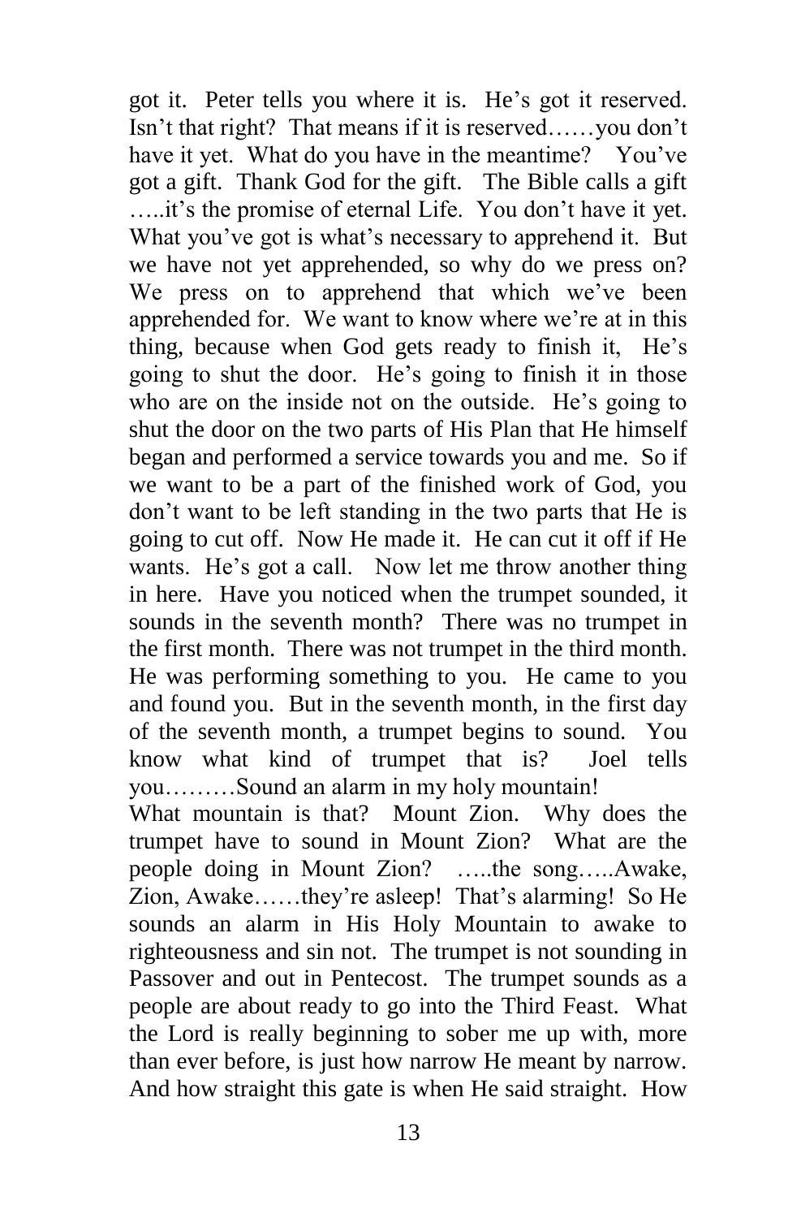got it. Peter tells you where it is. He's got it reserved. Isn't that right? That means if it is reserved……you don't have it yet. What do you have in the meantime? You've got a gift. Thank God for the gift. The Bible calls a gift …..it's the promise of eternal Life. You don't have it yet. What you've got is what's necessary to apprehend it. But we have not yet apprehended, so why do we press on? We press on to apprehend that which we've been apprehended for. We want to know where we're at in this thing, because when God gets ready to finish it, He's going to shut the door. He's going to finish it in those who are on the inside not on the outside. He's going to shut the door on the two parts of His Plan that He himself began and performed a service towards you and me. So if we want to be a part of the finished work of God, you don't want to be left standing in the two parts that He is going to cut off. Now He made it. He can cut it off if He wants. He's got a call. Now let me throw another thing in here. Have you noticed when the trumpet sounded, it sounds in the seventh month? There was no trumpet in the first month. There was not trumpet in the third month. He was performing something to you. He came to you and found you. But in the seventh month, in the first day of the seventh month, a trumpet begins to sound. You know what kind of trumpet that is? Joel tells you………Sound an alarm in my holy mountain!

What mountain is that? Mount Zion. Why does the trumpet have to sound in Mount Zion? What are the people doing in Mount Zion? …..the song…..Awake, Zion, Awake……they're asleep! That's alarming! So He sounds an alarm in His Holy Mountain to awake to righteousness and sin not. The trumpet is not sounding in Passover and out in Pentecost. The trumpet sounds as a people are about ready to go into the Third Feast. What the Lord is really beginning to sober me up with, more than ever before, is just how narrow He meant by narrow. And how straight this gate is when He said straight. How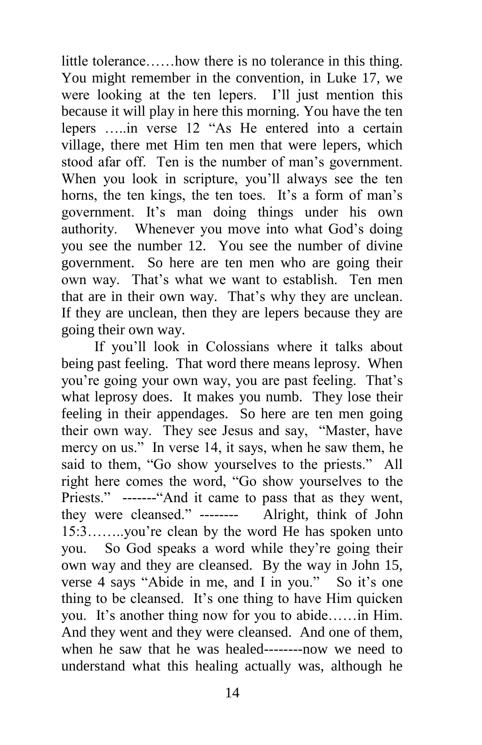little tolerance……how there is no tolerance in this thing. You might remember in the convention, in Luke 17, we were looking at the ten lepers. I'll just mention this because it will play in here this morning. You have the ten lepers …..in verse 12 "As He entered into a certain village, there met Him ten men that were lepers, which stood afar off. Ten is the number of man's government. When you look in scripture, you'll always see the ten horns, the ten kings, the ten toes. It's a form of man's government. It's man doing things under his own authority. Whenever you move into what God's doing you see the number 12. You see the number of divine government. So here are ten men who are going their own way. That's what we want to establish. Ten men that are in their own way. That's why they are unclean. If they are unclean, then they are lepers because they are going their own way.

If you'll look in Colossians where it talks about being past feeling. That word there means leprosy. When you're going your own way, you are past feeling. That's what leprosy does. It makes you numb. They lose their feeling in their appendages. So here are ten men going their own way. They see Jesus and say, "Master, have mercy on us." In verse 14, it says, when he saw them, he said to them, "Go show yourselves to the priests." All right here comes the word, "Go show yourselves to the Priests." -------"And it came to pass that as they went, they were cleansed." -------- Alright, think of John 15:3……..you're clean by the word He has spoken unto you. So God speaks a word while they're going their own way and they are cleansed. By the way in John 15, verse 4 says "Abide in me, and I in you." So it's one thing to be cleansed. It's one thing to have Him quicken you. It's another thing now for you to abide……in Him. And they went and they were cleansed. And one of them, when he saw that he was healed--------now we need to understand what this healing actually was, although he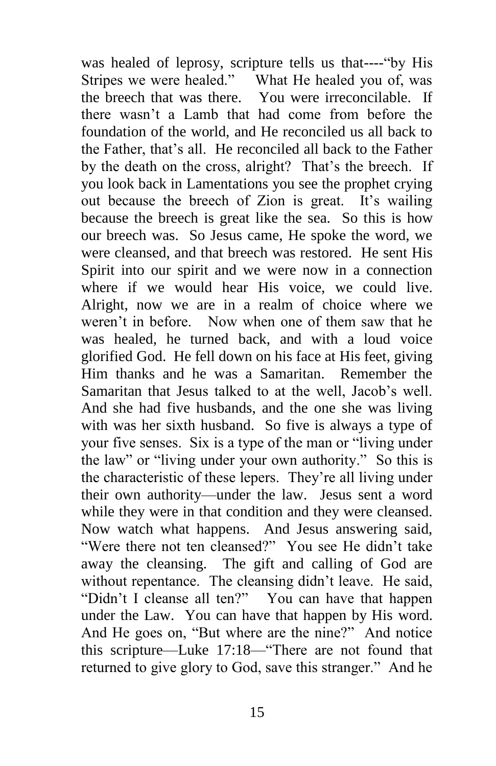was healed of leprosy, scripture tells us that----"by His Stripes we were healed." What He healed you of, was the breech that was there. You were irreconcilable. If there wasn't a Lamb that had come from before the foundation of the world, and He reconciled us all back to the Father, that's all. He reconciled all back to the Father by the death on the cross, alright? That's the breech. If you look back in Lamentations you see the prophet crying out because the breech of Zion is great. It's wailing because the breech is great like the sea. So this is how our breech was. So Jesus came, He spoke the word, we were cleansed, and that breech was restored. He sent His Spirit into our spirit and we were now in a connection where if we would hear His voice, we could live. Alright, now we are in a realm of choice where we weren't in before. Now when one of them saw that he was healed, he turned back, and with a loud voice glorified God. He fell down on his face at His feet, giving Him thanks and he was a Samaritan. Remember the Samaritan that Jesus talked to at the well, Jacob's well. And she had five husbands, and the one she was living with was her sixth husband. So five is always a type of your five senses. Six is a type of the man or "living under the law" or "living under your own authority." So this is the characteristic of these lepers. They're all living under their own authority—under the law. Jesus sent a word while they were in that condition and they were cleansed. Now watch what happens. And Jesus answering said, "Were there not ten cleansed?" You see He didn't take away the cleansing. The gift and calling of God are without repentance. The cleansing didn't leave. He said, "Didn't I cleanse all ten?" You can have that happen under the Law. You can have that happen by His word. And He goes on, "But where are the nine?" And notice this scripture—Luke 17:18—"There are not found that returned to give glory to God, save this stranger." And he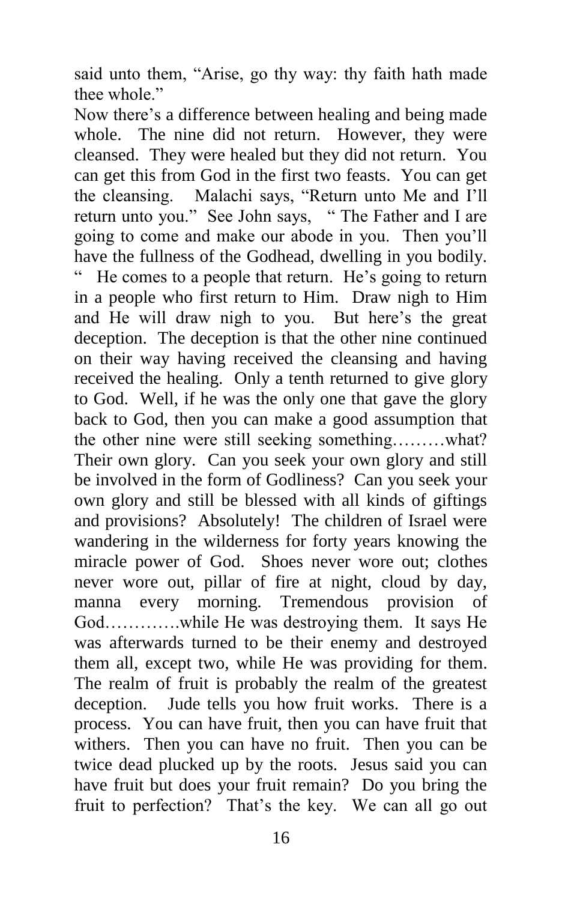said unto them, "Arise, go thy way: thy faith hath made thee whole."

Now there's a difference between healing and being made whole. The nine did not return. However, they were cleansed. They were healed but they did not return. You can get this from God in the first two feasts. You can get the cleansing. Malachi says, "Return unto Me and I'll return unto you." See John says, " The Father and I are going to come and make our abode in you. Then you'll have the fullness of the Godhead, dwelling in you bodily. " He comes to a people that return. He's going to return in a people who first return to Him. Draw nigh to Him and He will draw nigh to you. But here's the great deception. The deception is that the other nine continued on their way having received the cleansing and having received the healing. Only a tenth returned to give glory to God. Well, if he was the only one that gave the glory back to God, then you can make a good assumption that the other nine were still seeking something………what? Their own glory. Can you seek your own glory and still be involved in the form of Godliness? Can you seek your own glory and still be blessed with all kinds of giftings and provisions? Absolutely! The children of Israel were wandering in the wilderness for forty years knowing the miracle power of God. Shoes never wore out; clothes never wore out, pillar of fire at night, cloud by day, manna every morning. Tremendous provision of God…………while He was destroying them. It says He was afterwards turned to be their enemy and destroyed them all, except two, while He was providing for them. The realm of fruit is probably the realm of the greatest deception. Jude tells you how fruit works. There is a process. You can have fruit, then you can have fruit that withers. Then you can have no fruit. Then you can be twice dead plucked up by the roots. Jesus said you can have fruit but does your fruit remain? Do you bring the fruit to perfection? That's the key. We can all go out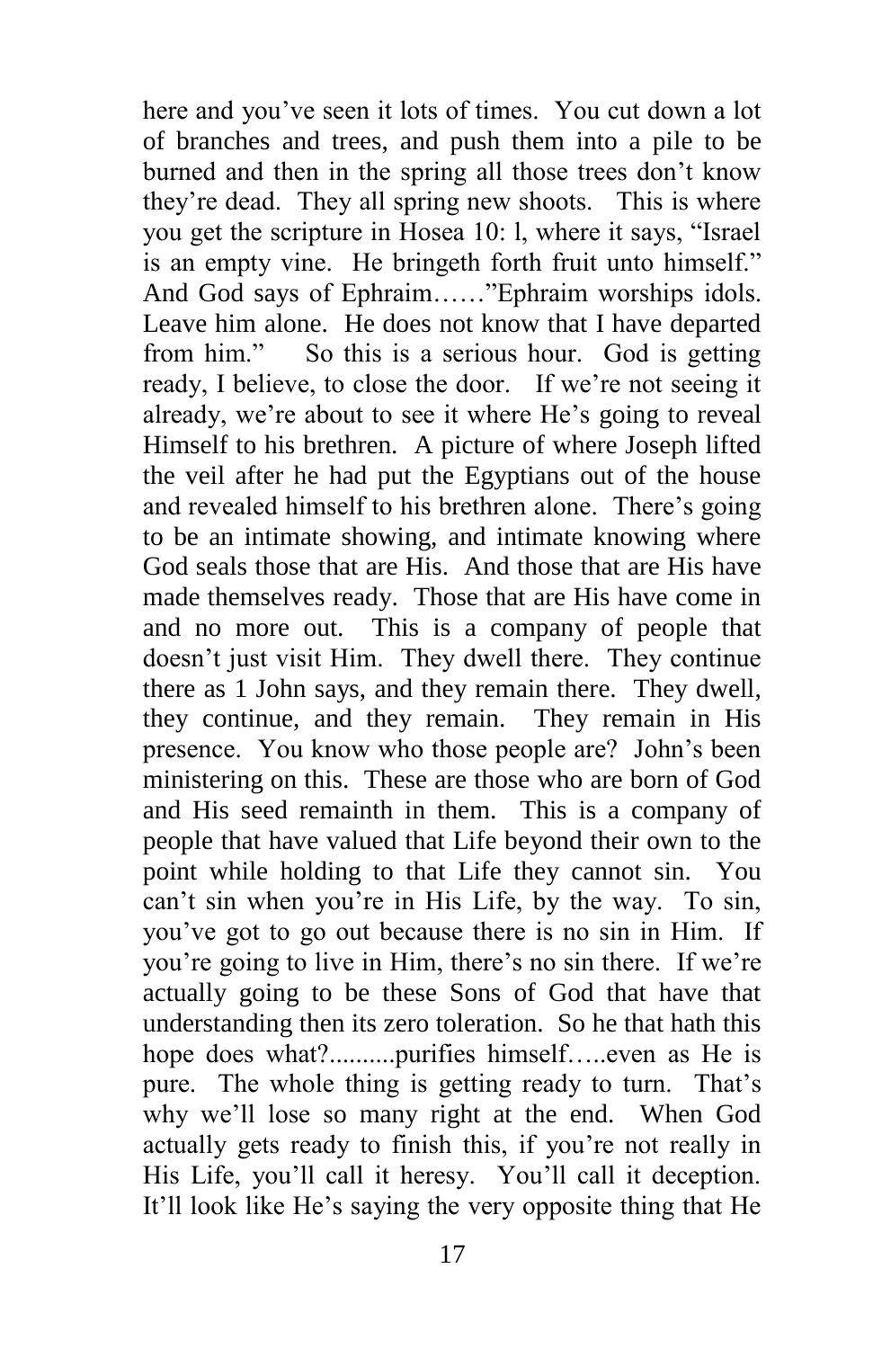here and you've seen it lots of times. You cut down a lot of branches and trees, and push them into a pile to be burned and then in the spring all those trees don't know they're dead. They all spring new shoots. This is where you get the scripture in Hosea 10: l, where it says, "Israel is an empty vine. He bringeth forth fruit unto himself." And God says of Ephraim……"Ephraim worships idols. Leave him alone. He does not know that I have departed from him." So this is a serious hour. God is getting ready, I believe, to close the door. If we're not seeing it already, we're about to see it where He's going to reveal Himself to his brethren. A picture of where Joseph lifted the veil after he had put the Egyptians out of the house and revealed himself to his brethren alone. There's going to be an intimate showing, and intimate knowing where God seals those that are His. And those that are His have made themselves ready. Those that are His have come in and no more out. This is a company of people that doesn't just visit Him. They dwell there. They continue there as 1 John says, and they remain there. They dwell, they continue, and they remain. They remain in His presence. You know who those people are? John's been ministering on this. These are those who are born of God and His seed remainth in them. This is a company of people that have valued that Life beyond their own to the point while holding to that Life they cannot sin. You can't sin when you're in His Life, by the way. To sin, you've got to go out because there is no sin in Him. If you're going to live in Him, there's no sin there. If we're actually going to be these Sons of God that have that understanding then its zero toleration. So he that hath this hope does what?..........purifies himself…..even as He is pure. The whole thing is getting ready to turn. That's why we'll lose so many right at the end. When God actually gets ready to finish this, if you're not really in His Life, you'll call it heresy. You'll call it deception. It'll look like He's saying the very opposite thing that He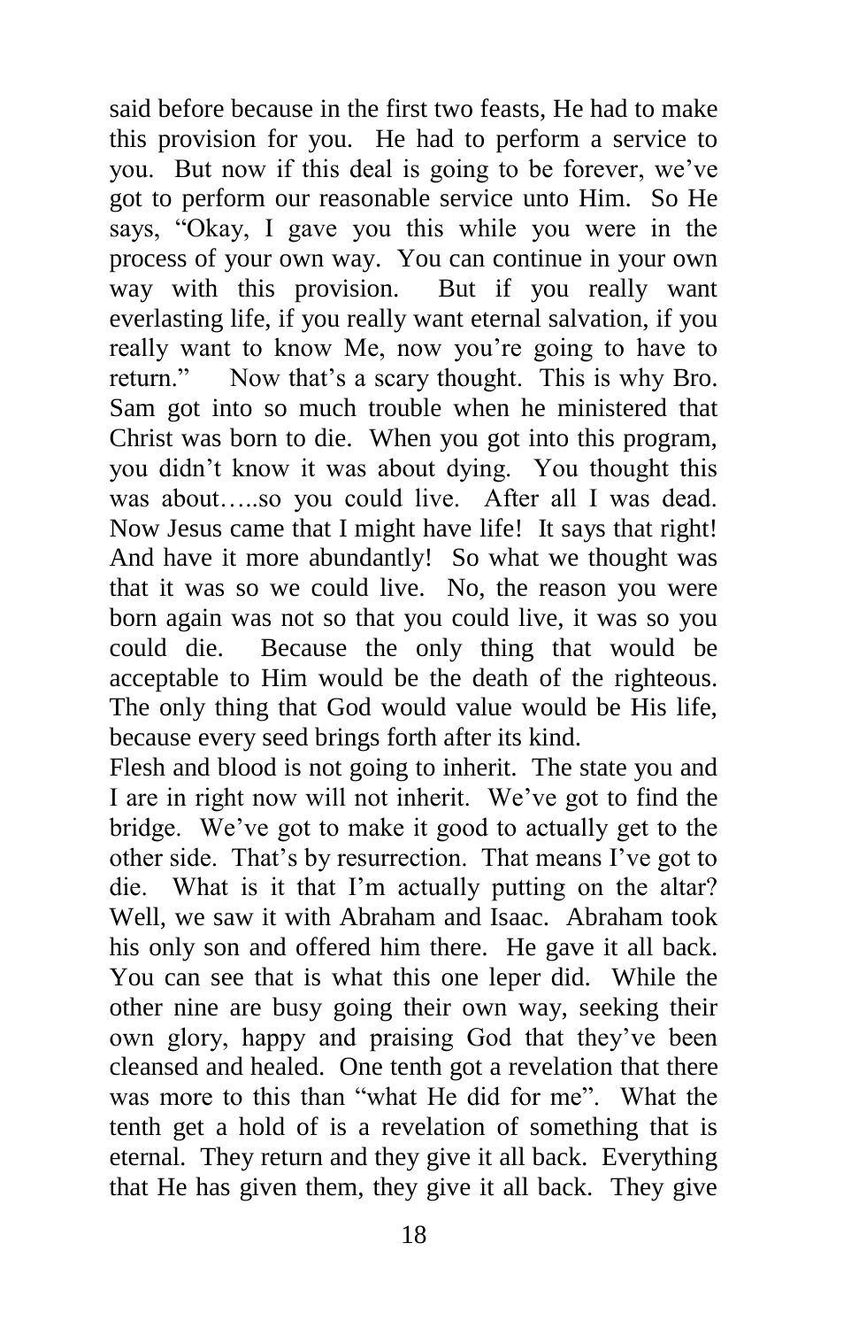said before because in the first two feasts, He had to make this provision for you. He had to perform a service to you. But now if this deal is going to be forever, we've got to perform our reasonable service unto Him. So He says, "Okay, I gave you this while you were in the process of your own way. You can continue in your own way with this provision. But if you really want everlasting life, if you really want eternal salvation, if you really want to know Me, now you're going to have to return." Now that's a scary thought. This is why Bro. Sam got into so much trouble when he ministered that Christ was born to die. When you got into this program, you didn't know it was about dying. You thought this was about…..so you could live. After all I was dead. Now Jesus came that I might have life! It says that right! And have it more abundantly! So what we thought was that it was so we could live. No, the reason you were born again was not so that you could live, it was so you could die. Because the only thing that would be acceptable to Him would be the death of the righteous. The only thing that God would value would be His life, because every seed brings forth after its kind.

Flesh and blood is not going to inherit. The state you and I are in right now will not inherit. We've got to find the bridge. We've got to make it good to actually get to the other side. That's by resurrection. That means I've got to die. What is it that I'm actually putting on the altar? Well, we saw it with Abraham and Isaac. Abraham took his only son and offered him there. He gave it all back. You can see that is what this one leper did. While the other nine are busy going their own way, seeking their own glory, happy and praising God that they've been cleansed and healed. One tenth got a revelation that there was more to this than "what He did for me". What the tenth get a hold of is a revelation of something that is eternal. They return and they give it all back. Everything that He has given them, they give it all back. They give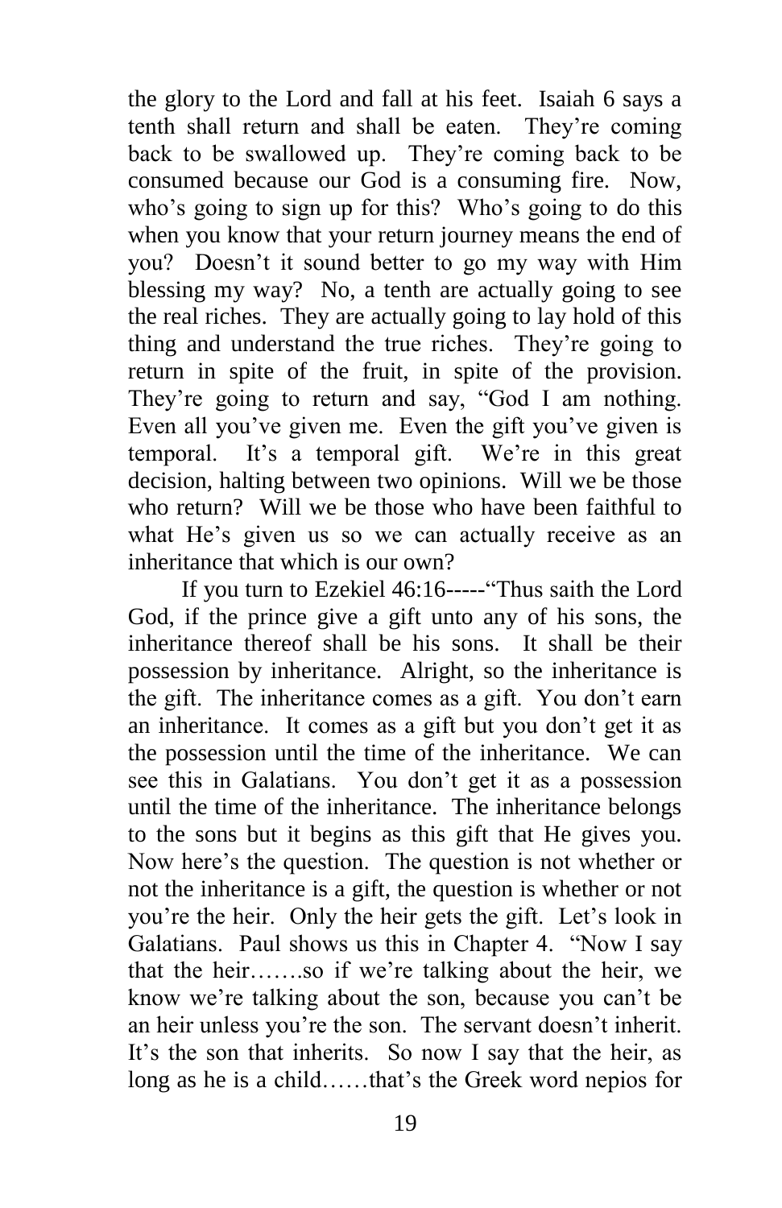the glory to the Lord and fall at his feet. Isaiah 6 says a tenth shall return and shall be eaten. They're coming back to be swallowed up. They're coming back to be consumed because our God is a consuming fire. Now, who's going to sign up for this? Who's going to do this when you know that your return journey means the end of you? Doesn't it sound better to go my way with Him blessing my way? No, a tenth are actually going to see the real riches. They are actually going to lay hold of this thing and understand the true riches. They're going to return in spite of the fruit, in spite of the provision. They're going to return and say, "God I am nothing. Even all you've given me. Even the gift you've given is temporal. It's a temporal gift. We're in this great decision, halting between two opinions. Will we be those who return? Will we be those who have been faithful to what He's given us so we can actually receive as an inheritance that which is our own?

If you turn to Ezekiel 46:16-----"Thus saith the Lord God, if the prince give a gift unto any of his sons, the inheritance thereof shall be his sons. It shall be their possession by inheritance. Alright, so the inheritance is the gift. The inheritance comes as a gift. You don't earn an inheritance. It comes as a gift but you don't get it as the possession until the time of the inheritance. We can see this in Galatians. You don't get it as a possession until the time of the inheritance. The inheritance belongs to the sons but it begins as this gift that He gives you. Now here's the question. The question is not whether or not the inheritance is a gift, the question is whether or not you're the heir. Only the heir gets the gift. Let's look in Galatians. Paul shows us this in Chapter 4. "Now I say that the heir…….so if we're talking about the heir, we know we're talking about the son, because you can't be an heir unless you're the son. The servant doesn't inherit. It's the son that inherits. So now I say that the heir, as long as he is a child……that's the Greek word nepios for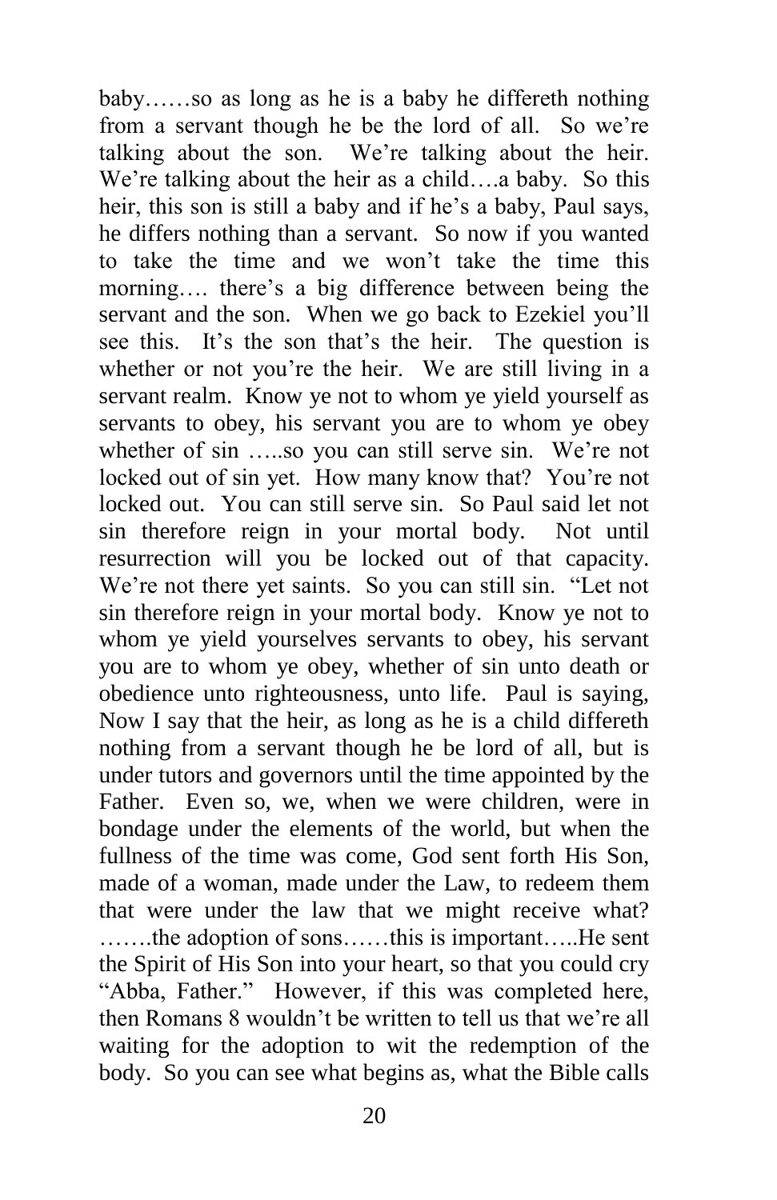baby……so as long as he is a baby he differeth nothing from a servant though he be the lord of all. So we're talking about the son. We're talking about the heir. We're talking about the heir as a child….a baby. So this heir, this son is still a baby and if he's a baby, Paul says, he differs nothing than a servant. So now if you wanted to take the time and we won't take the time this morning…. there's a big difference between being the servant and the son. When we go back to Ezekiel you'll see this. It's the son that's the heir. The question is whether or not you're the heir. We are still living in a servant realm. Know ye not to whom ye yield yourself as servants to obey, his servant you are to whom ye obey whether of sin …..so you can still serve sin. We're not locked out of sin yet. How many know that? You're not locked out. You can still serve sin. So Paul said let not sin therefore reign in your mortal body. Not until resurrection will you be locked out of that capacity. We're not there yet saints. So you can still sin. "Let not sin therefore reign in your mortal body. Know ye not to whom ye yield yourselves servants to obey, his servant you are to whom ye obey, whether of sin unto death or obedience unto righteousness, unto life. Paul is saying, Now I say that the heir, as long as he is a child differeth nothing from a servant though he be lord of all, but is under tutors and governors until the time appointed by the Father. Even so, we, when we were children, were in bondage under the elements of the world, but when the fullness of the time was come, God sent forth His Son, made of a woman, made under the Law, to redeem them that were under the law that we might receive what? …….the adoption of sons……this is important…..He sent the Spirit of His Son into your heart, so that you could cry "Abba, Father." However, if this was completed here, then Romans 8 wouldn't be written to tell us that we're all waiting for the adoption to wit the redemption of the body. So you can see what begins as, what the Bible calls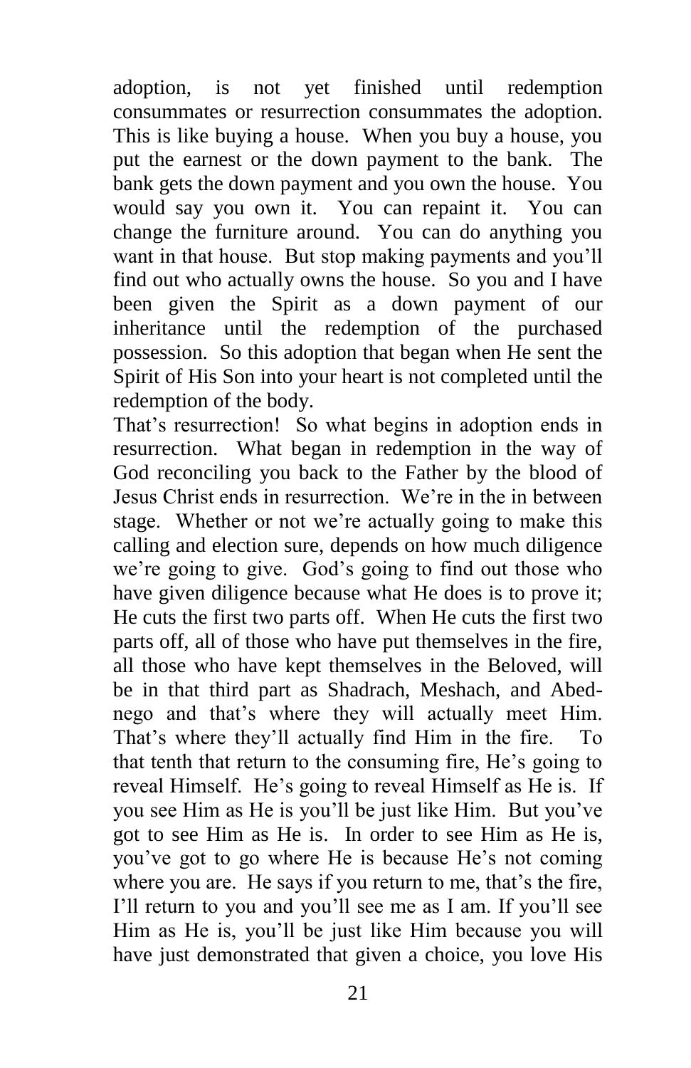adoption, is not yet finished until redemption consummates or resurrection consummates the adoption. This is like buying a house. When you buy a house, you put the earnest or the down payment to the bank. The bank gets the down payment and you own the house. You would say you own it. You can repaint it. You can change the furniture around. You can do anything you want in that house. But stop making payments and you'll find out who actually owns the house. So you and I have been given the Spirit as a down payment of our inheritance until the redemption of the purchased possession. So this adoption that began when He sent the Spirit of His Son into your heart is not completed until the redemption of the body.

That's resurrection! So what begins in adoption ends in resurrection. What began in redemption in the way of God reconciling you back to the Father by the blood of Jesus Christ ends in resurrection. We're in the in between stage. Whether or not we're actually going to make this calling and election sure, depends on how much diligence we're going to give. God's going to find out those who have given diligence because what He does is to prove it; He cuts the first two parts off. When He cuts the first two parts off, all of those who have put themselves in the fire, all those who have kept themselves in the Beloved, will be in that third part as Shadrach, Meshach, and Abed-nego and that's where they will actually meet Him. That's where they'll actually find Him in the fire. To that tenth that return to the consuming fire, He's going to reveal Himself. He's going to reveal Himself as He is. If you see Him as He is you'll be just like Him. But you've got to see Him as He is. In order to see Him as He is, you've got to go where He is because He's not coming where you are. He says if you return to me, that's the fire, I'll return to you and you'll see me as I am. If you'll see Him as He is, you'll be just like Him because you will have just demonstrated that given a choice, you love His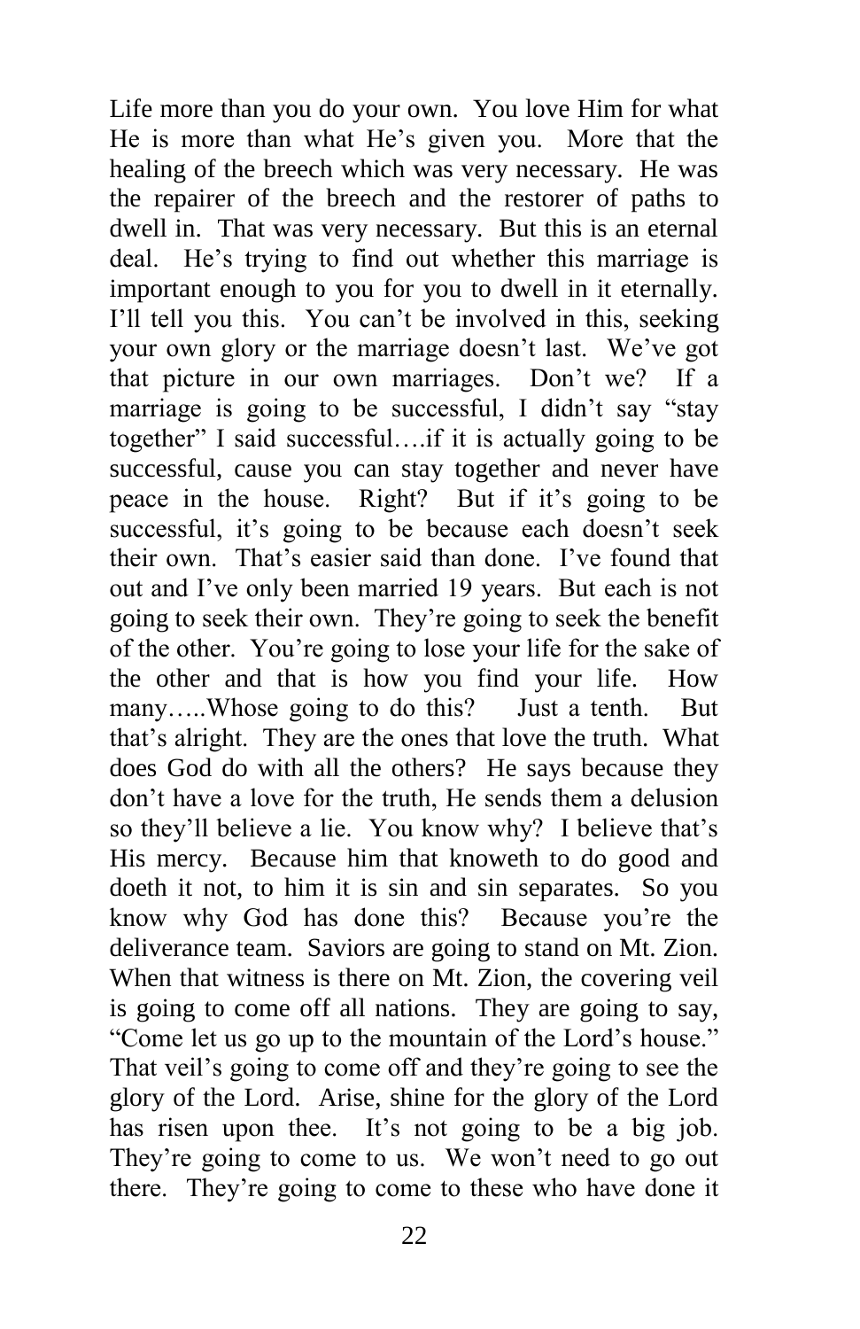Life more than you do your own. You love Him for what He is more than what He's given you. More that the healing of the breech which was very necessary. He was the repairer of the breech and the restorer of paths to dwell in. That was very necessary. But this is an eternal deal. He's trying to find out whether this marriage is important enough to you for you to dwell in it eternally. I'll tell you this. You can't be involved in this, seeking your own glory or the marriage doesn't last. We've got that picture in our own marriages. Don't we? If a marriage is going to be successful, I didn't say "stay together" I said successful….if it is actually going to be successful, cause you can stay together and never have peace in the house. Right? But if it's going to be successful, it's going to be because each doesn't seek their own. That's easier said than done. I've found that out and I've only been married 19 years. But each is not going to seek their own. They're going to seek the benefit of the other. You're going to lose your life for the sake of the other and that is how you find your life. How many…..Whose going to do this? Just a tenth. But that's alright. They are the ones that love the truth. What does God do with all the others? He says because they don't have a love for the truth, He sends them a delusion so they'll believe a lie. You know why? I believe that's His mercy. Because him that knoweth to do good and doeth it not, to him it is sin and sin separates. So you know why God has done this? Because you're the deliverance team. Saviors are going to stand on Mt. Zion. When that witness is there on Mt. Zion, the covering veil is going to come off all nations. They are going to say, "Come let us go up to the mountain of the Lord's house." That veil's going to come off and they're going to see the glory of the Lord. Arise, shine for the glory of the Lord has risen upon thee. It's not going to be a big job. They're going to come to us. We won't need to go out there. They're going to come to these who have done it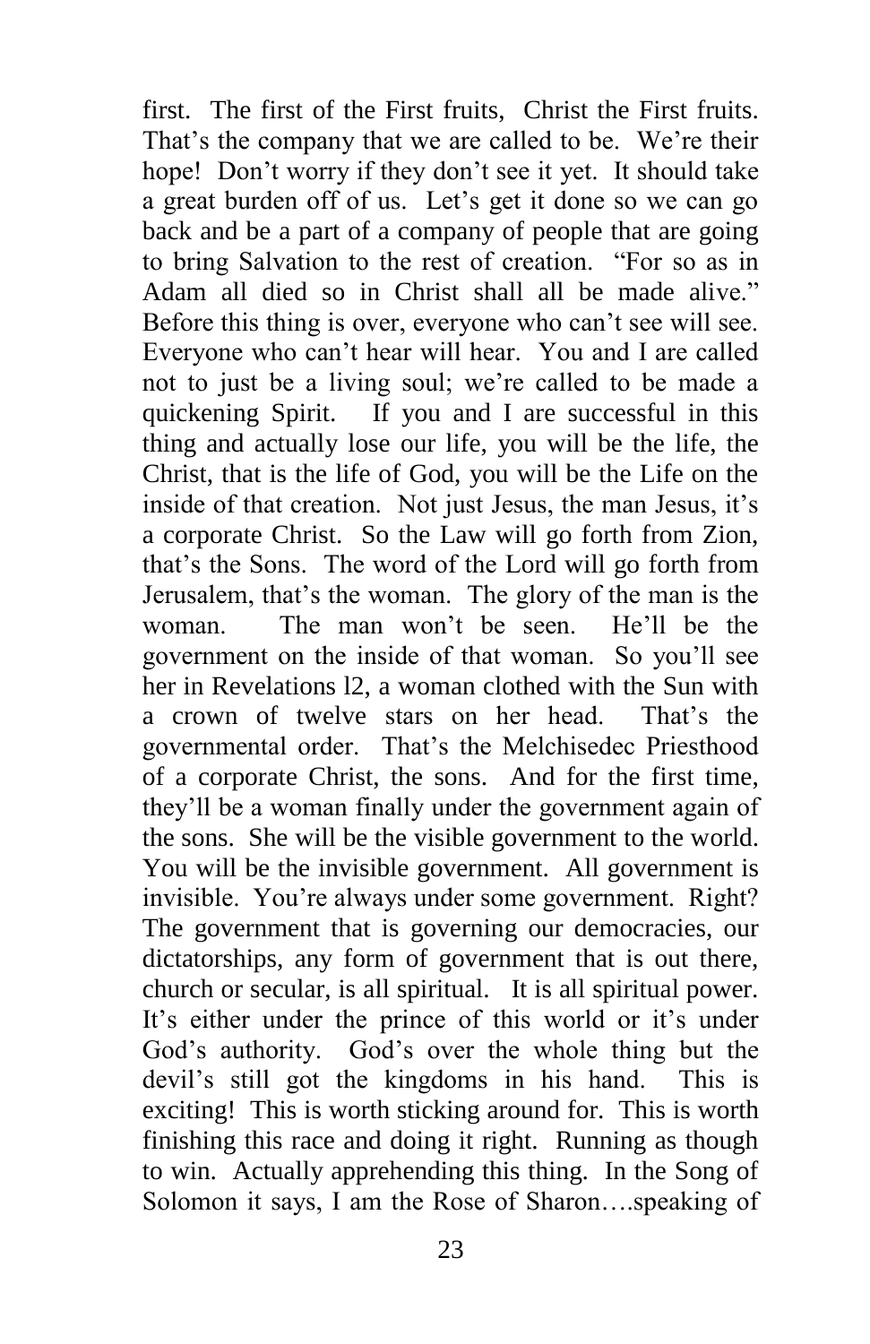first. The first of the First fruits, Christ the First fruits. That's the company that we are called to be. We're their hope! Don't worry if they don't see it yet. It should take a great burden off of us. Let's get it done so we can go back and be a part of a company of people that are going to bring Salvation to the rest of creation. "For so as in Adam all died so in Christ shall all be made alive." Before this thing is over, everyone who can't see will see. Everyone who can't hear will hear. You and I are called not to just be a living soul; we're called to be made a quickening Spirit. If you and I are successful in this thing and actually lose our life, you will be the life, the Christ, that is the life of God, you will be the Life on the inside of that creation. Not just Jesus, the man Jesus, it's a corporate Christ. So the Law will go forth from Zion, that's the Sons. The word of the Lord will go forth from Jerusalem, that's the woman. The glory of the man is the woman. The man won't be seen. He'll be the government on the inside of that woman. So you'll see her in Revelations l2, a woman clothed with the Sun with a crown of twelve stars on her head. That's the governmental order. That's the Melchisedec Priesthood of a corporate Christ, the sons. And for the first time, they'll be a woman finally under the government again of the sons. She will be the visible government to the world. You will be the invisible government. All government is invisible. You're always under some government. Right? The government that is governing our democracies, our dictatorships, any form of government that is out there, church or secular, is all spiritual. It is all spiritual power. It's either under the prince of this world or it's under God's authority. God's over the whole thing but the devil's still got the kingdoms in his hand. This is exciting! This is worth sticking around for. This is worth finishing this race and doing it right. Running as though to win. Actually apprehending this thing. In the Song of Solomon it says, I am the Rose of Sharon….speaking of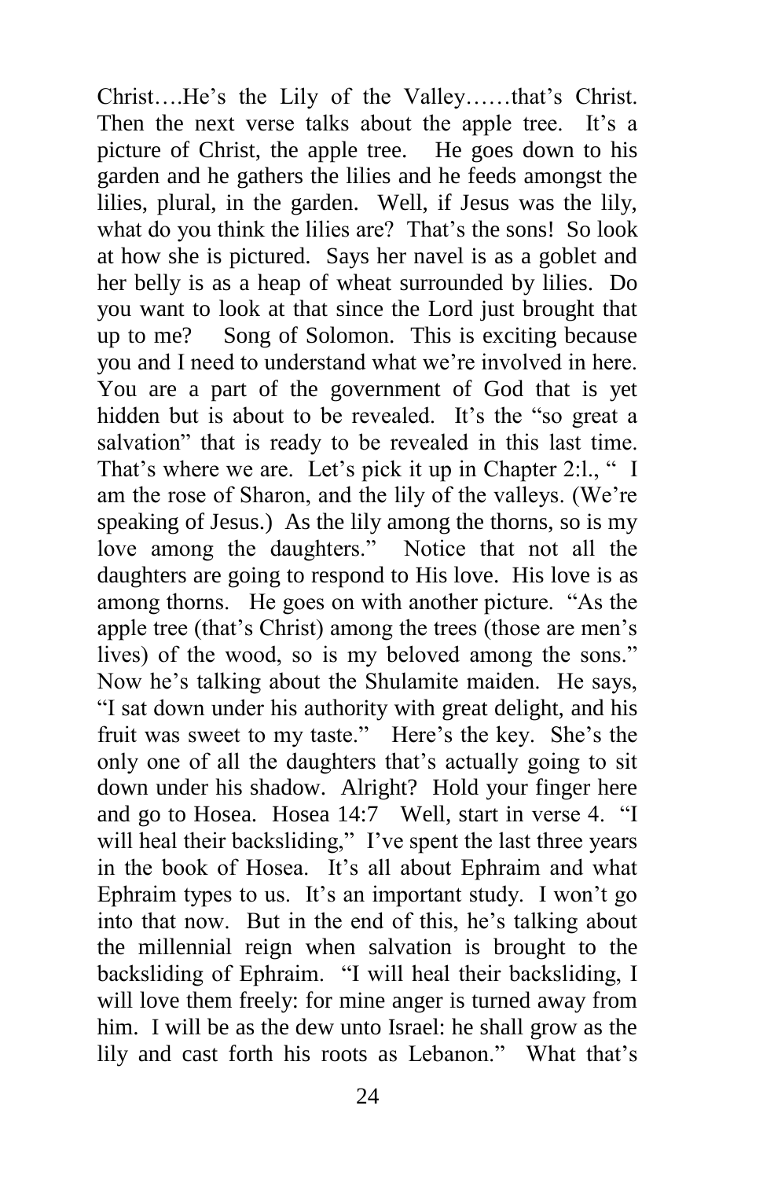Christ….He's the Lily of the Valley……that's Christ. Then the next verse talks about the apple tree. It's a picture of Christ, the apple tree. He goes down to his garden and he gathers the lilies and he feeds amongst the lilies, plural, in the garden. Well, if Jesus was the lily, what do you think the lilies are? That's the sons! So look at how she is pictured. Says her navel is as a goblet and her belly is as a heap of wheat surrounded by lilies. Do you want to look at that since the Lord just brought that up to me? Song of Solomon. This is exciting because you and I need to understand what we're involved in here. You are a part of the government of God that is yet hidden but is about to be revealed. It's the "so great a salvation" that is ready to be revealed in this last time. That's where we are. Let's pick it up in Chapter 2:l., " I am the rose of Sharon, and the lily of the valleys. (We're speaking of Jesus.) As the lily among the thorns, so is my love among the daughters." Notice that not all the daughters are going to respond to His love. His love is as among thorns. He goes on with another picture. "As the apple tree (that's Christ) among the trees (those are men's lives) of the wood, so is my beloved among the sons." Now he's talking about the Shulamite maiden. He says, "I sat down under his authority with great delight, and his fruit was sweet to my taste." Here's the key. She's the only one of all the daughters that's actually going to sit down under his shadow. Alright? Hold your finger here and go to Hosea. Hosea 14:7 Well, start in verse 4. "I will heal their backsliding," I've spent the last three years in the book of Hosea. It's all about Ephraim and what Ephraim types to us. It's an important study. I won't go into that now. But in the end of this, he's talking about the millennial reign when salvation is brought to the backsliding of Ephraim. "I will heal their backsliding, I will love them freely: for mine anger is turned away from him. I will be as the dew unto Israel: he shall grow as the lily and cast forth his roots as Lebanon." What that's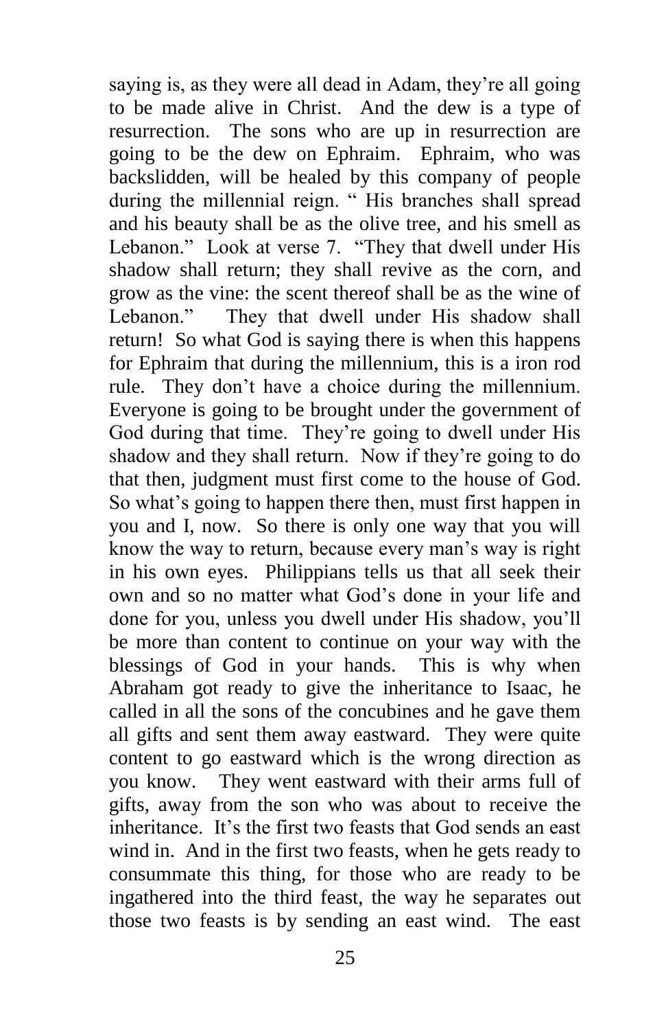saying is, as they were all dead in Adam, they're all going to be made alive in Christ. And the dew is a type of resurrection. The sons who are up in resurrection are going to be the dew on Ephraim. Ephraim, who was backslidden, will be healed by this company of people during the millennial reign. " His branches shall spread and his beauty shall be as the olive tree, and his smell as Lebanon." Look at verse 7. "They that dwell under His shadow shall return; they shall revive as the corn, and grow as the vine: the scent thereof shall be as the wine of Lebanon." They that dwell under His shadow shall return! So what God is saying there is when this happens for Ephraim that during the millennium, this is a iron rod rule. They don't have a choice during the millennium. Everyone is going to be brought under the government of God during that time. They're going to dwell under His shadow and they shall return. Now if they're going to do that then, judgment must first come to the house of God. So what's going to happen there then, must first happen in you and I, now. So there is only one way that you will know the way to return, because every man's way is right in his own eyes. Philippians tells us that all seek their own and so no matter what God's done in your life and done for you, unless you dwell under His shadow, you'll be more than content to continue on your way with the blessings of God in your hands. This is why when Abraham got ready to give the inheritance to Isaac, he called in all the sons of the concubines and he gave them all gifts and sent them away eastward. They were quite content to go eastward which is the wrong direction as you know. They went eastward with their arms full of gifts, away from the son who was about to receive the inheritance. It's the first two feasts that God sends an east wind in. And in the first two feasts, when he gets ready to consummate this thing, for those who are ready to be ingathered into the third feast, the way he separates out those two feasts is by sending an east wind. The east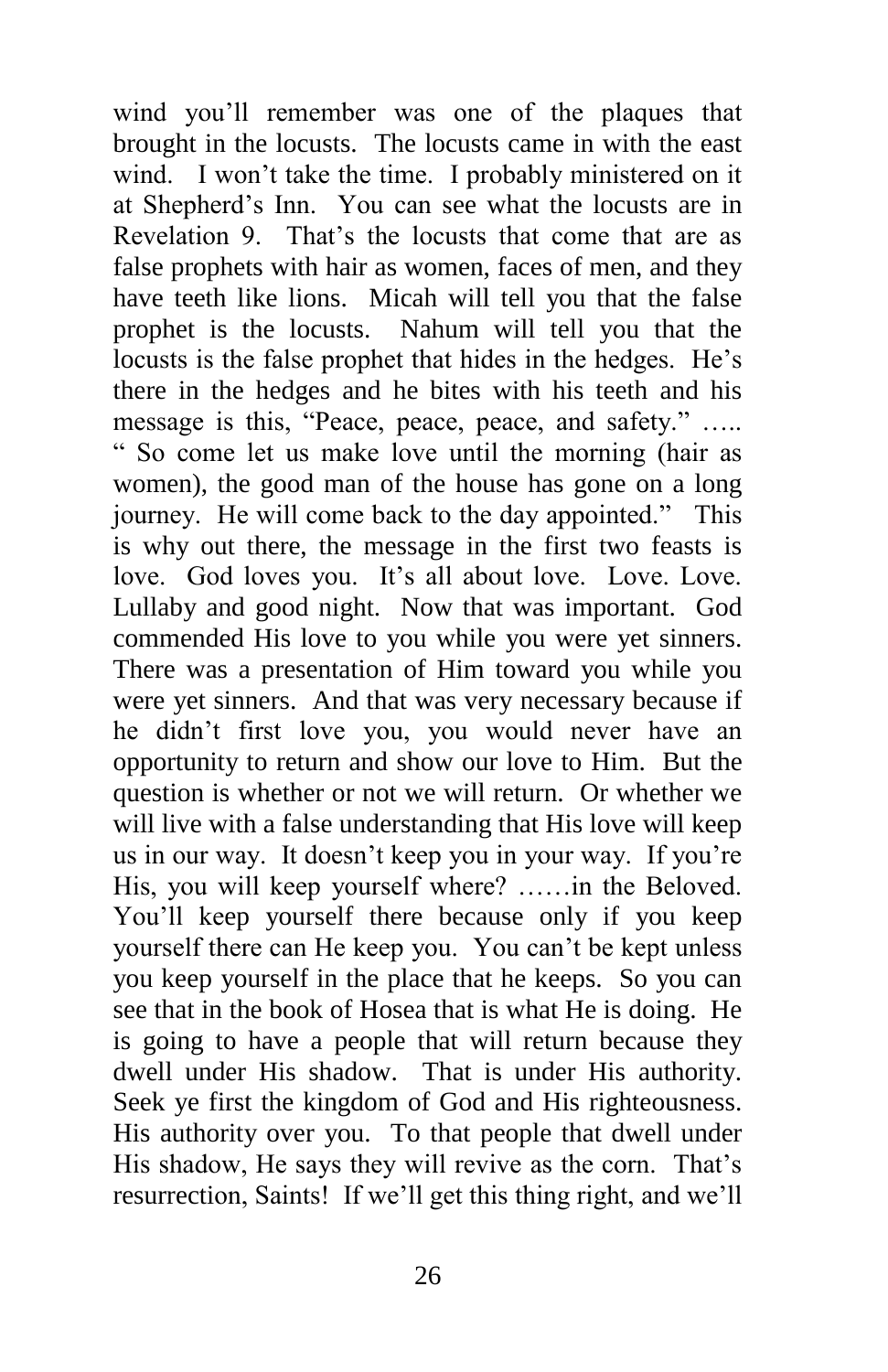wind you'll remember was one of the plaques that brought in the locusts. The locusts came in with the east wind. I won't take the time. I probably ministered on it at Shepherd's Inn. You can see what the locusts are in Revelation 9. That's the locusts that come that are as false prophets with hair as women, faces of men, and they have teeth like lions. Micah will tell you that the false prophet is the locusts. Nahum will tell you that the locusts is the false prophet that hides in the hedges. He's there in the hedges and he bites with his teeth and his message is this, "Peace, peace, peace, and safety." ….. " So come let us make love until the morning (hair as women), the good man of the house has gone on a long journey. He will come back to the day appointed." This is why out there, the message in the first two feasts is love. God loves you. It's all about love. Love. Love. Lullaby and good night. Now that was important. God commended His love to you while you were yet sinners. There was a presentation of Him toward you while you were yet sinners. And that was very necessary because if he didn't first love you, you would never have an opportunity to return and show our love to Him. But the question is whether or not we will return. Or whether we will live with a false understanding that His love will keep us in our way. It doesn't keep you in your way. If you're His, you will keep yourself where? ……in the Beloved. You'll keep yourself there because only if you keep yourself there can He keep you. You can't be kept unless you keep yourself in the place that he keeps. So you can see that in the book of Hosea that is what He is doing. He is going to have a people that will return because they dwell under His shadow. That is under His authority. Seek ye first the kingdom of God and His righteousness. His authority over you. To that people that dwell under His shadow, He says they will revive as the corn. That's resurrection, Saints! If we'll get this thing right, and we'll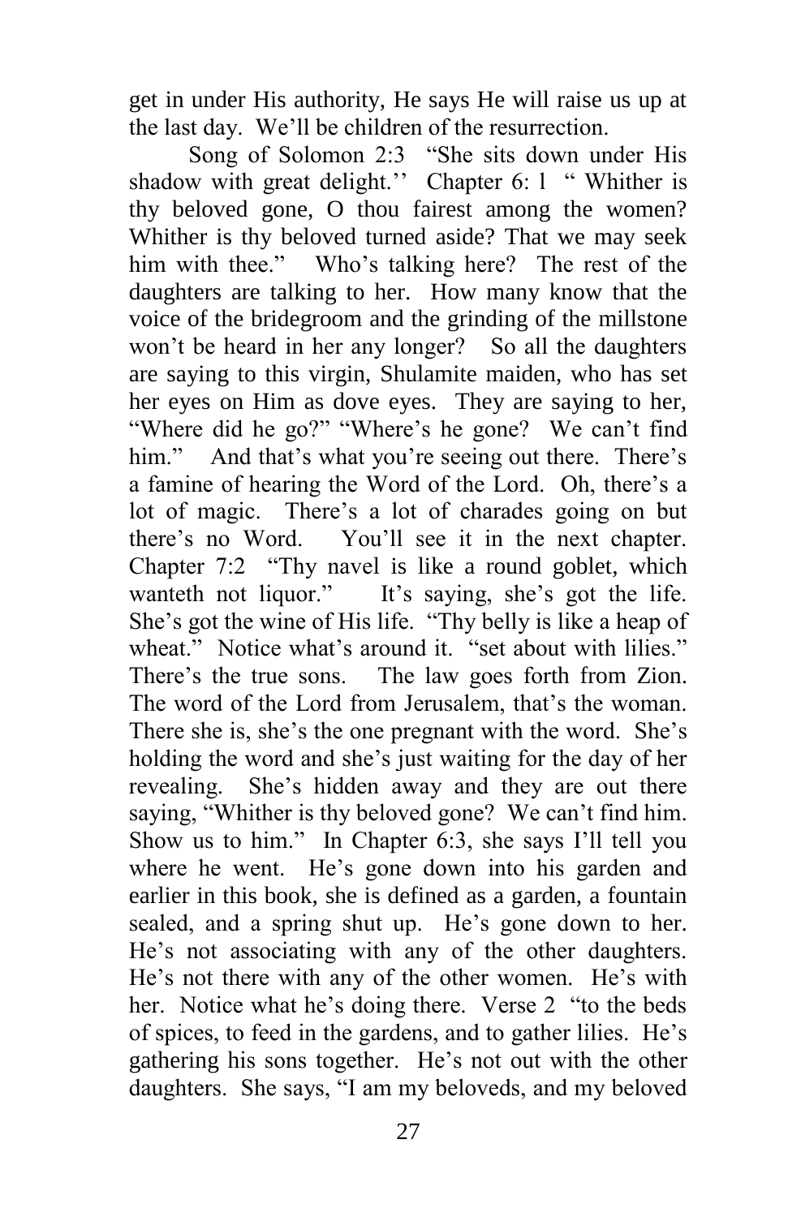get in under His authority, He says He will raise us up at the last day. We'll be children of the resurrection.

Song of Solomon 2:3 "She sits down under His shadow with great delight.'' Chapter 6: l " Whither is thy beloved gone, O thou fairest among the women? Whither is thy beloved turned aside? That we may seek him with thee." Who's talking here? The rest of the daughters are talking to her. How many know that the voice of the bridegroom and the grinding of the millstone won't be heard in her any longer? So all the daughters are saying to this virgin, Shulamite maiden, who has set her eyes on Him as dove eyes. They are saying to her, "Where did he go?" "Where's he gone? We can't find him." And that's what you're seeing out there. There's a famine of hearing the Word of the Lord. Oh, there's a lot of magic. There's a lot of charades going on but there's no Word. You'll see it in the next chapter. Chapter 7:2 "Thy navel is like a round goblet, which wanteth not liquor." It's saying, she's got the life. She's got the wine of His life. "Thy belly is like a heap of wheat." Notice what's around it. "set about with lilies." There's the true sons. The law goes forth from Zion. The word of the Lord from Jerusalem, that's the woman. There she is, she's the one pregnant with the word. She's holding the word and she's just waiting for the day of her revealing. She's hidden away and they are out there saying, "Whither is thy beloved gone? We can't find him. Show us to him." In Chapter 6:3, she says I'll tell you where he went. He's gone down into his garden and earlier in this book, she is defined as a garden, a fountain sealed, and a spring shut up. He's gone down to her. He's not associating with any of the other daughters. He's not there with any of the other women. He's with her. Notice what he's doing there. Verse 2 "to the beds of spices, to feed in the gardens, and to gather lilies. He's gathering his sons together. He's not out with the other daughters. She says, "I am my beloveds, and my beloved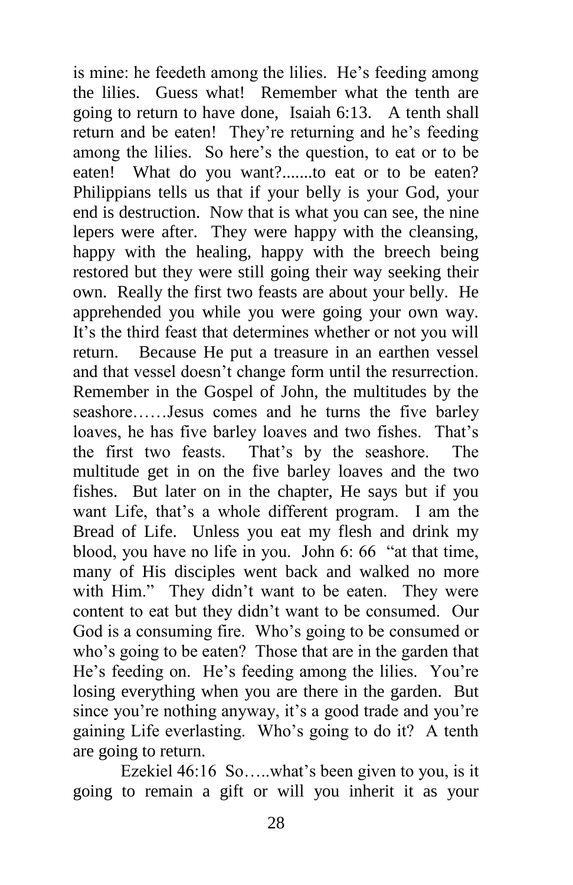is mine: he feedeth among the lilies. He's feeding among the lilies. Guess what! Remember what the tenth are going to return to have done, Isaiah 6:13. A tenth shall return and be eaten! They're returning and he's feeding among the lilies. So here's the question, to eat or to be eaten! What do you want?.......to eat or to be eaten? Philippians tells us that if your belly is your God, your end is destruction. Now that is what you can see, the nine lepers were after. They were happy with the cleansing, happy with the healing, happy with the breech being restored but they were still going their way seeking their own. Really the first two feasts are about your belly. He apprehended you while you were going your own way. It's the third feast that determines whether or not you will return. Because He put a treasure in an earthen vessel and that vessel doesn't change form until the resurrection. Remember in the Gospel of John, the multitudes by the seashore……Jesus comes and he turns the five barley loaves, he has five barley loaves and two fishes. That's the first two feasts. That's by the seashore. The multitude get in on the five barley loaves and the two fishes. But later on in the chapter, He says but if you want Life, that's a whole different program. I am the Bread of Life. Unless you eat my flesh and drink my blood, you have no life in you. John 6: 66 "at that time, many of His disciples went back and walked no more with Him." They didn't want to be eaten. They were content to eat but they didn't want to be consumed. Our God is a consuming fire. Who's going to be consumed or who's going to be eaten? Those that are in the garden that He's feeding on. He's feeding among the lilies. You're losing everything when you are there in the garden. But since you're nothing anyway, it's a good trade and you're gaining Life everlasting. Who's going to do it? A tenth are going to return.

Ezekiel 46:16 So…..what's been given to you, is it going to remain a gift or will you inherit it as your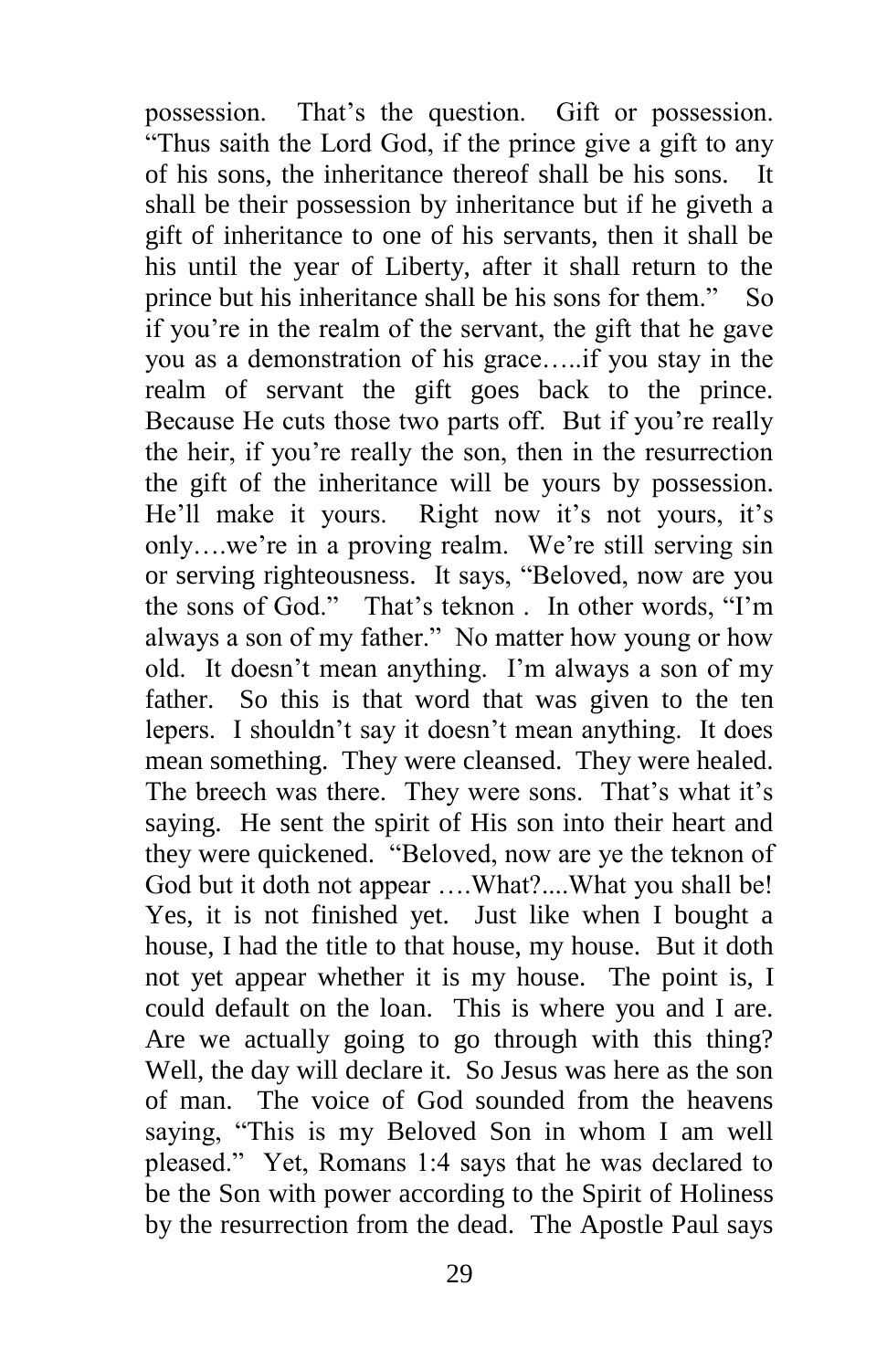possession. That's the question. Gift or possession. "Thus saith the Lord God, if the prince give a gift to any of his sons, the inheritance thereof shall be his sons. It shall be their possession by inheritance but if he giveth a gift of inheritance to one of his servants, then it shall be his until the year of Liberty, after it shall return to the prince but his inheritance shall be his sons for them." So if you're in the realm of the servant, the gift that he gave you as a demonstration of his grace…..if you stay in the realm of servant the gift goes back to the prince. Because He cuts those two parts off. But if you're really the heir, if you're really the son, then in the resurrection the gift of the inheritance will be yours by possession. He'll make it yours. Right now it's not yours, it's only….we're in a proving realm. We're still serving sin or serving righteousness. It says, "Beloved, now are you the sons of God." That's teknon . In other words, "I'm always a son of my father." No matter how young or how old. It doesn't mean anything. I'm always a son of my father. So this is that word that was given to the ten lepers. I shouldn't say it doesn't mean anything. It does mean something. They were cleansed. They were healed. The breech was there. They were sons. That's what it's saying. He sent the spirit of His son into their heart and they were quickened. "Beloved, now are ye the teknon of God but it doth not appear ….What?....What you shall be! Yes, it is not finished yet. Just like when I bought a house, I had the title to that house, my house. But it doth not yet appear whether it is my house. The point is, I could default on the loan. This is where you and I are. Are we actually going to go through with this thing? Well, the day will declare it. So Jesus was here as the son of man. The voice of God sounded from the heavens saying, "This is my Beloved Son in whom I am well pleased." Yet, Romans 1:4 says that he was declared to be the Son with power according to the Spirit of Holiness by the resurrection from the dead. The Apostle Paul says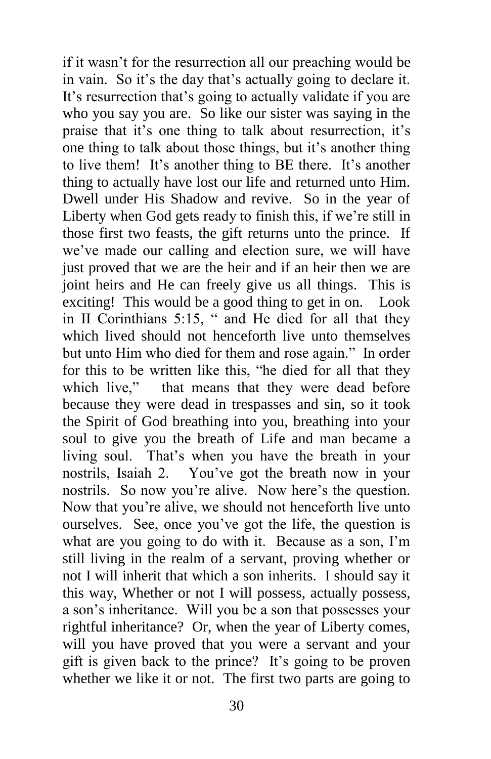if it wasn't for the resurrection all our preaching would be in vain. So it's the day that's actually going to declare it. It's resurrection that's going to actually validate if you are who you say you are. So like our sister was saying in the praise that it's one thing to talk about resurrection, it's one thing to talk about those things, but it's another thing to live them! It's another thing to BE there. It's another thing to actually have lost our life and returned unto Him. Dwell under His Shadow and revive. So in the year of Liberty when God gets ready to finish this, if we're still in those first two feasts, the gift returns unto the prince. If we've made our calling and election sure, we will have just proved that we are the heir and if an heir then we are joint heirs and He can freely give us all things. This is exciting! This would be a good thing to get in on. Look in II Corinthians 5:15, " and He died for all that they which lived should not henceforth live unto themselves but unto Him who died for them and rose again." In order for this to be written like this, "he died for all that they which live," that means that they were dead before because they were dead in trespasses and sin, so it took the Spirit of God breathing into you, breathing into your soul to give you the breath of Life and man became a living soul. That's when you have the breath in your nostrils, Isaiah 2. You've got the breath now in your nostrils. So now you're alive. Now here's the question. Now that you're alive, we should not henceforth live unto ourselves. See, once you've got the life, the question is what are you going to do with it. Because as a son, I'm still living in the realm of a servant, proving whether or not I will inherit that which a son inherits. I should say it this way, Whether or not I will possess, actually possess, a son's inheritance. Will you be a son that possesses your rightful inheritance? Or, when the year of Liberty comes, will you have proved that you were a servant and your gift is given back to the prince? It's going to be proven whether we like it or not. The first two parts are going to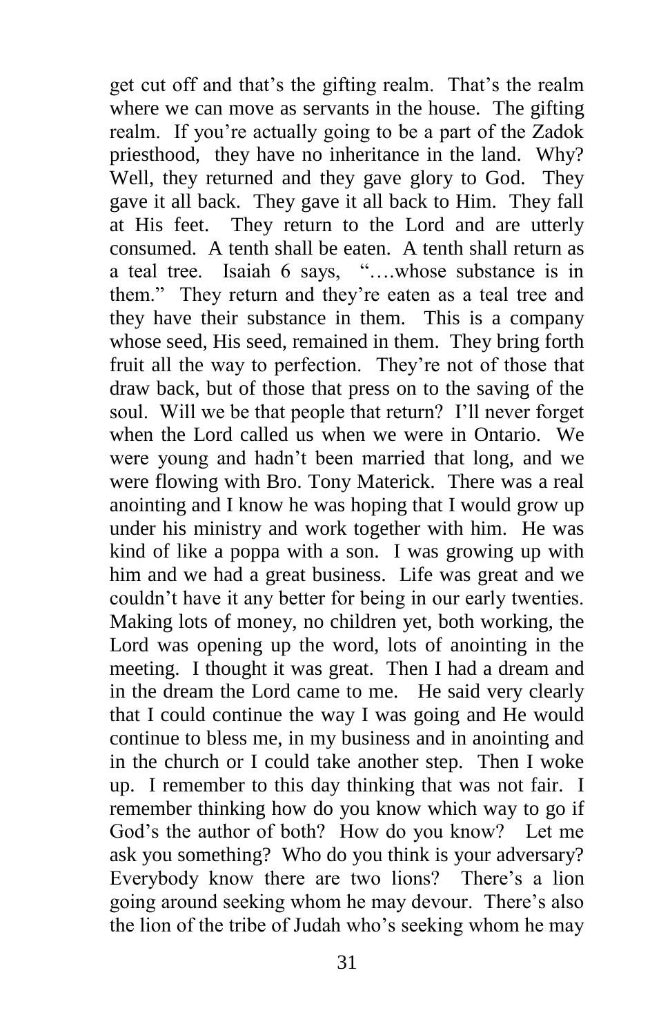get cut off and that's the gifting realm. That's the realm where we can move as servants in the house. The gifting realm. If you're actually going to be a part of the Zadok priesthood, they have no inheritance in the land. Why? Well, they returned and they gave glory to God. They gave it all back. They gave it all back to Him. They fall at His feet. They return to the Lord and are utterly consumed. A tenth shall be eaten. A tenth shall return as a teal tree. Isaiah 6 says, "….whose substance is in them." They return and they're eaten as a teal tree and they have their substance in them. This is a company whose seed, His seed, remained in them. They bring forth fruit all the way to perfection. They're not of those that draw back, but of those that press on to the saving of the soul. Will we be that people that return? I'll never forget when the Lord called us when we were in Ontario. We were young and hadn't been married that long, and we were flowing with Bro. Tony Materick. There was a real anointing and I know he was hoping that I would grow up under his ministry and work together with him. He was kind of like a poppa with a son. I was growing up with him and we had a great business. Life was great and we couldn't have it any better for being in our early twenties. Making lots of money, no children yet, both working, the Lord was opening up the word, lots of anointing in the meeting. I thought it was great. Then I had a dream and in the dream the Lord came to me. He said very clearly that I could continue the way I was going and He would continue to bless me, in my business and in anointing and in the church or I could take another step. Then I woke up. I remember to this day thinking that was not fair. I remember thinking how do you know which way to go if God's the author of both? How do you know? Let me ask you something? Who do you think is your adversary? Everybody know there are two lions? There's a lion going around seeking whom he may devour. There's also the lion of the tribe of Judah who's seeking whom he may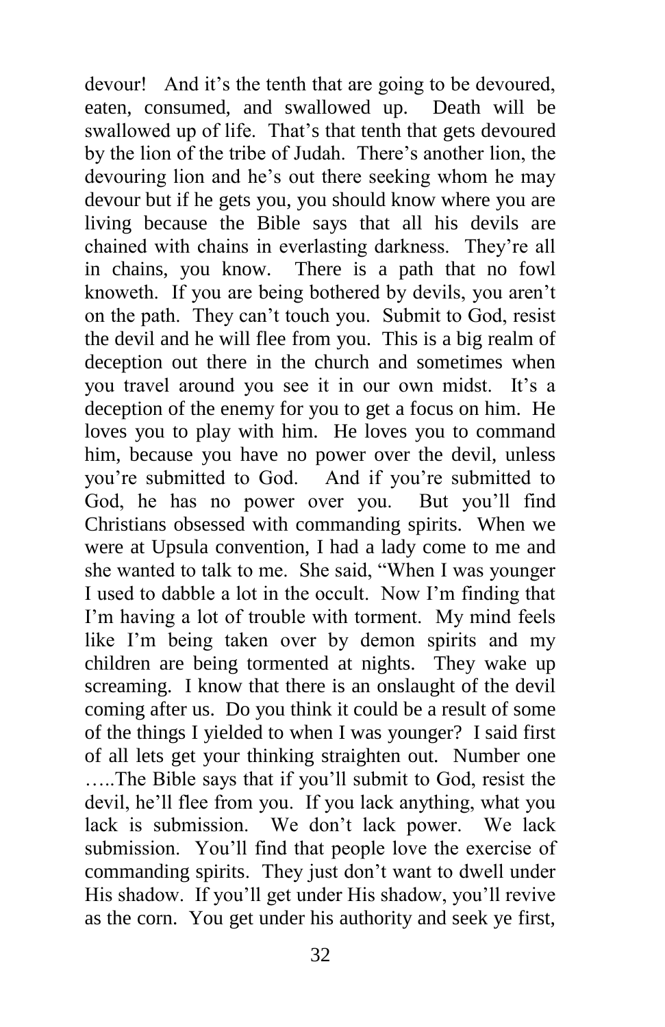devour! And it's the tenth that are going to be devoured, eaten, consumed, and swallowed up. Death will be swallowed up of life. That's that tenth that gets devoured by the lion of the tribe of Judah. There's another lion, the devouring lion and he's out there seeking whom he may devour but if he gets you, you should know where you are living because the Bible says that all his devils are chained with chains in everlasting darkness. They're all in chains, you know. There is a path that no fowl knoweth. If you are being bothered by devils, you aren't on the path. They can't touch you. Submit to God, resist the devil and he will flee from you. This is a big realm of deception out there in the church and sometimes when you travel around you see it in our own midst. It's a deception of the enemy for you to get a focus on him. He loves you to play with him. He loves you to command him, because you have no power over the devil, unless you're submitted to God. And if you're submitted to God, he has no power over you. But you'll find Christians obsessed with commanding spirits. When we were at Upsula convention, I had a lady come to me and she wanted to talk to me. She said, "When I was younger I used to dabble a lot in the occult. Now I'm finding that I'm having a lot of trouble with torment. My mind feels like I'm being taken over by demon spirits and my children are being tormented at nights. They wake up screaming. I know that there is an onslaught of the devil coming after us. Do you think it could be a result of some of the things I yielded to when I was younger? I said first of all lets get your thinking straighten out. Number one …..The Bible says that if you'll submit to God, resist the devil, he'll flee from you. If you lack anything, what you lack is submission. We don't lack power. We lack submission. You'll find that people love the exercise of commanding spirits. They just don't want to dwell under His shadow. If you'll get under His shadow, you'll revive as the corn. You get under his authority and seek ye first,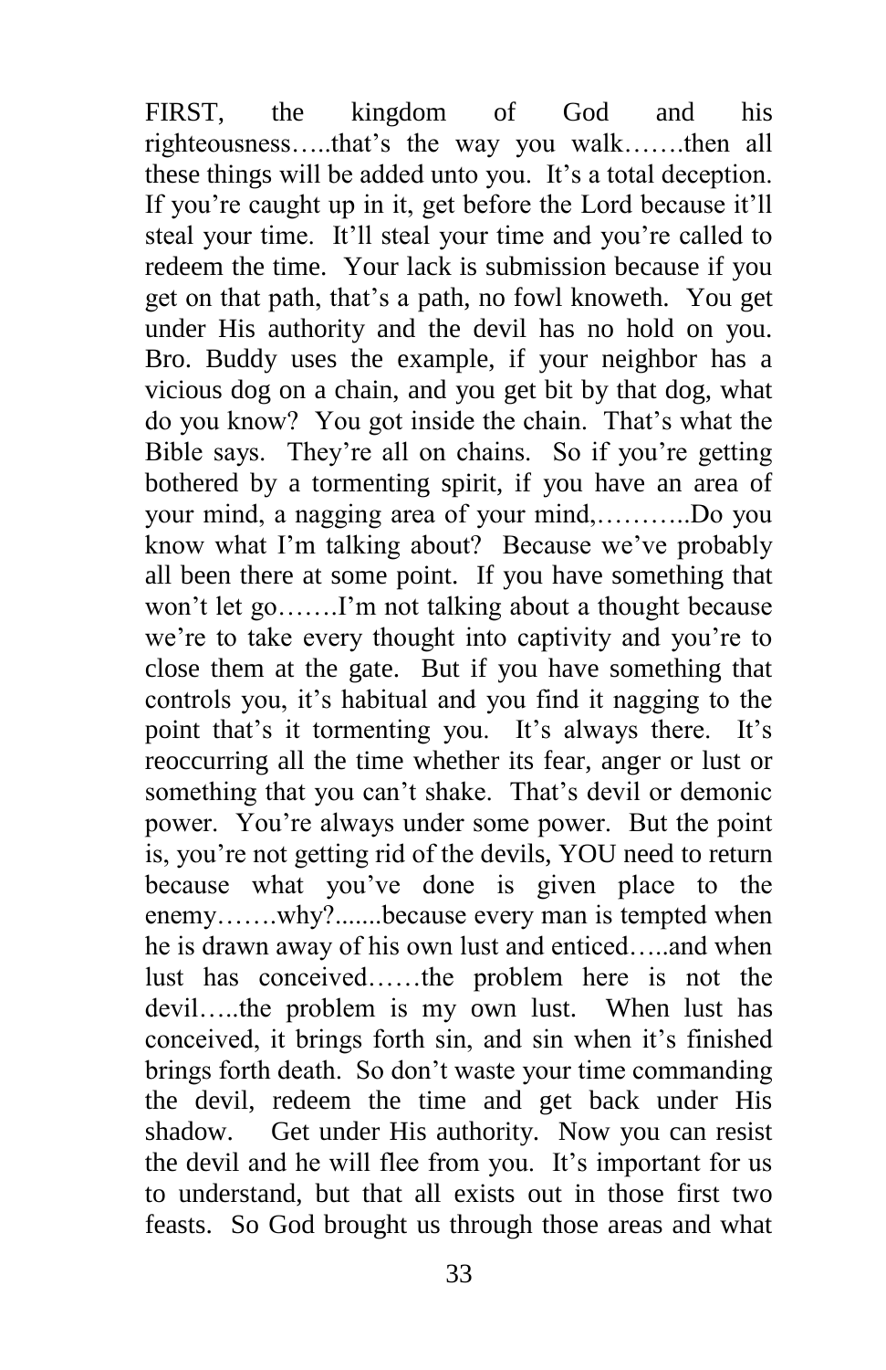FIRST, the kingdom of God and his righteousness…..that's the way you walk…….then all these things will be added unto you. It's a total deception. If you're caught up in it, get before the Lord because it'll steal your time. It'll steal your time and you're called to redeem the time. Your lack is submission because if you get on that path, that's a path, no fowl knoweth. You get under His authority and the devil has no hold on you. Bro. Buddy uses the example, if your neighbor has a vicious dog on a chain, and you get bit by that dog, what do you know? You got inside the chain. That's what the Bible says. They're all on chains. So if you're getting bothered by a tormenting spirit, if you have an area of your mind, a nagging area of your mind,………..Do you know what I'm talking about? Because we've probably all been there at some point. If you have something that won't let go…….I'm not talking about a thought because we're to take every thought into captivity and you're to close them at the gate. But if you have something that controls you, it's habitual and you find it nagging to the point that's it tormenting you. It's always there. It's reoccurring all the time whether its fear, anger or lust or something that you can't shake. That's devil or demonic power. You're always under some power. But the point is, you're not getting rid of the devils, YOU need to return because what you've done is given place to the enemy…….why?.......because every man is tempted when he is drawn away of his own lust and enticed…..and when lust has conceived……the problem here is not the devil…..the problem is my own lust. When lust has conceived, it brings forth sin, and sin when it's finished brings forth death. So don't waste your time commanding the devil, redeem the time and get back under His shadow. Get under His authority. Now you can resist the devil and he will flee from you. It's important for us to understand, but that all exists out in those first two feasts. So God brought us through those areas and what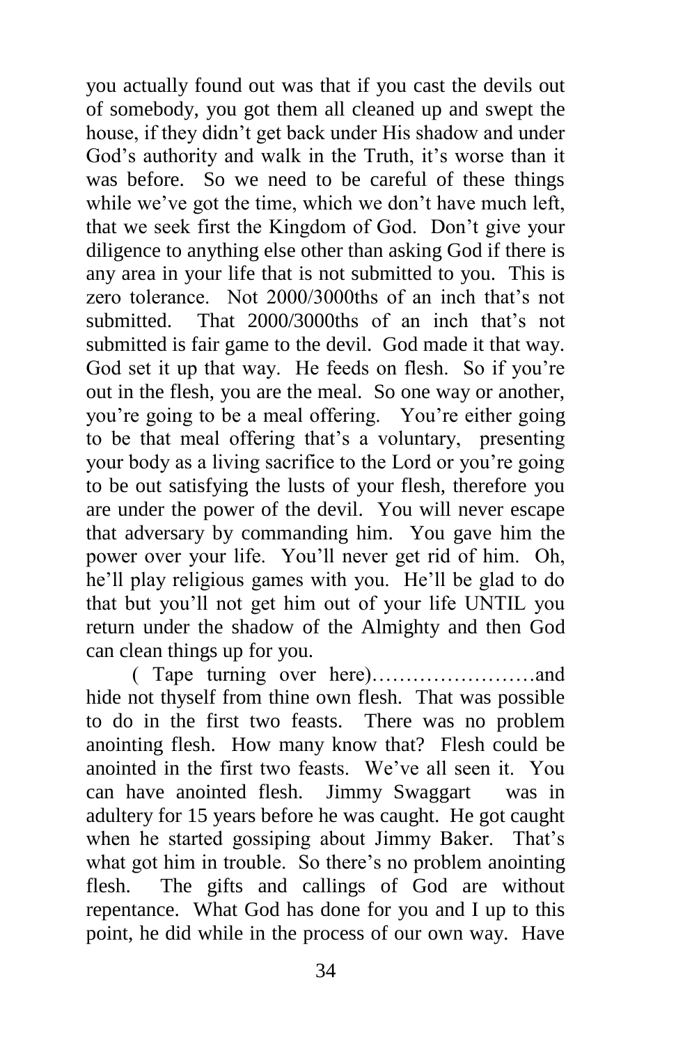you actually found out was that if you cast the devils out of somebody, you got them all cleaned up and swept the house, if they didn't get back under His shadow and under God's authority and walk in the Truth, it's worse than it was before. So we need to be careful of these things while we've got the time, which we don't have much left, that we seek first the Kingdom of God. Don't give your diligence to anything else other than asking God if there is any area in your life that is not submitted to you. This is zero tolerance. Not 2000/3000ths of an inch that's not submitted. That 2000/3000ths of an inch that's not submitted is fair game to the devil. God made it that way. God set it up that way. He feeds on flesh. So if you're out in the flesh, you are the meal. So one way or another, you're going to be a meal offering. You're either going to be that meal offering that's a voluntary, presenting your body as a living sacrifice to the Lord or you're going to be out satisfying the lusts of your flesh, therefore you are under the power of the devil. You will never escape that adversary by commanding him. You gave him the power over your life. You'll never get rid of him. Oh, he'll play religious games with you. He'll be glad to do that but you'll not get him out of your life UNTIL you return under the shadow of the Almighty and then God can clean things up for you.

( Tape turning over here)……………………and hide not thyself from thine own flesh. That was possible to do in the first two feasts. There was no problem anointing flesh. How many know that? Flesh could be anointed in the first two feasts. We've all seen it. You can have anointed flesh. Jimmy Swaggart was in adultery for 15 years before he was caught. He got caught when he started gossiping about Jimmy Baker. That's what got him in trouble. So there's no problem anointing flesh. The gifts and callings of God are without repentance. What God has done for you and I up to this point, he did while in the process of our own way. Have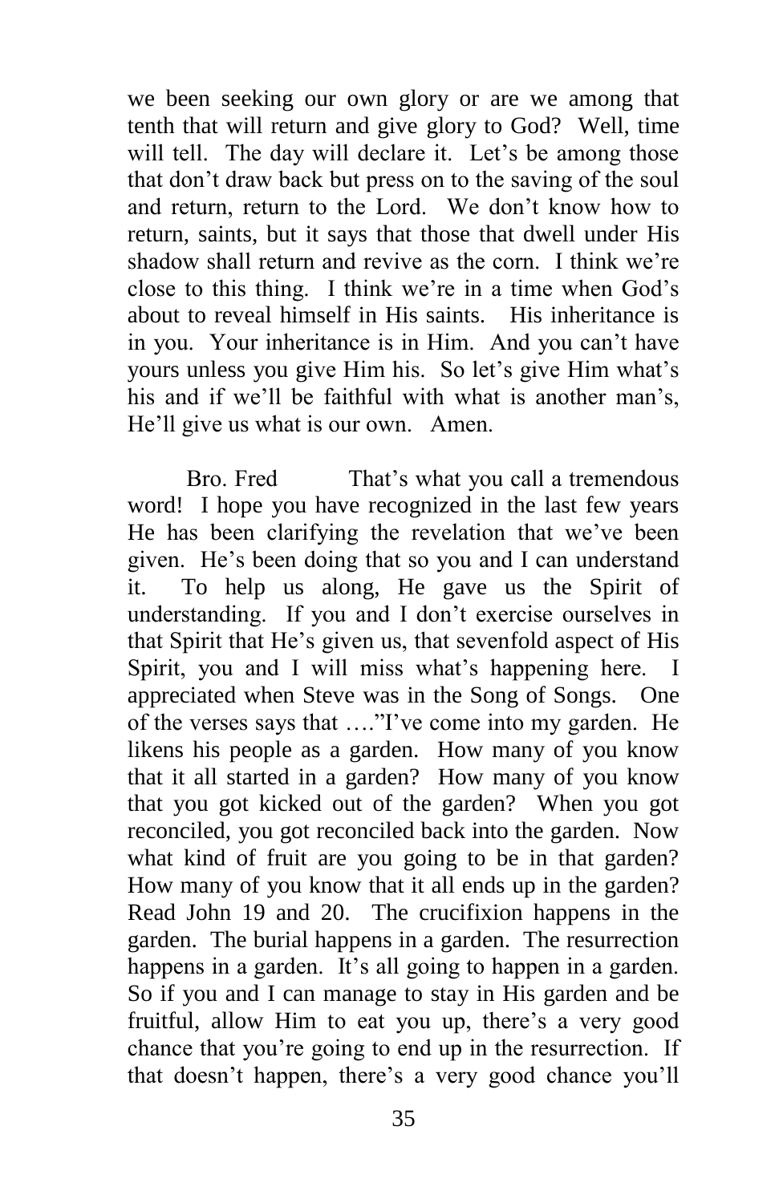we been seeking our own glory or are we among that tenth that will return and give glory to God? Well, time will tell. The day will declare it. Let's be among those that don't draw back but press on to the saving of the soul and return, return to the Lord. We don't know how to return, saints, but it says that those that dwell under His shadow shall return and revive as the corn. I think we're close to this thing. I think we're in a time when God's about to reveal himself in His saints. His inheritance is in you. Your inheritance is in Him. And you can't have yours unless you give Him his. So let's give Him what's his and if we'll be faithful with what is another man's, He'll give us what is our own. Amen.

Bro. Fred That's what you call a tremendous word! I hope you have recognized in the last few years He has been clarifying the revelation that we've been given. He's been doing that so you and I can understand it. To help us along, He gave us the Spirit of understanding. If you and I don't exercise ourselves in that Spirit that He's given us, that sevenfold aspect of His Spirit, you and I will miss what's happening here. I appreciated when Steve was in the Song of Songs. One of the verses says that …."I've come into my garden. He likens his people as a garden. How many of you know that it all started in a garden? How many of you know that you got kicked out of the garden? When you got reconciled, you got reconciled back into the garden. Now what kind of fruit are you going to be in that garden? How many of you know that it all ends up in the garden? Read John 19 and 20. The crucifixion happens in the garden. The burial happens in a garden. The resurrection happens in a garden. It's all going to happen in a garden. So if you and I can manage to stay in His garden and be fruitful, allow Him to eat you up, there's a very good chance that you're going to end up in the resurrection. If that doesn't happen, there's a very good chance you'll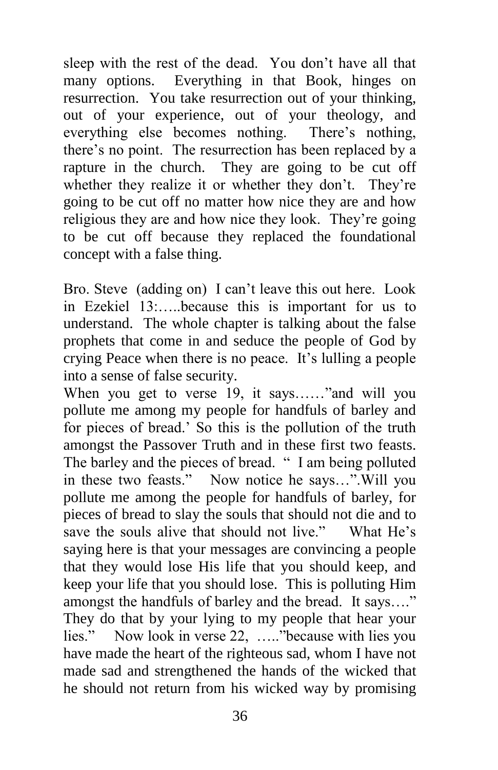sleep with the rest of the dead. You don't have all that many options. Everything in that Book, hinges on resurrection. You take resurrection out of your thinking, out of your experience, out of your theology, and everything else becomes nothing. There's nothing, there's no point. The resurrection has been replaced by a rapture in the church. They are going to be cut off whether they realize it or whether they don't. They're going to be cut off no matter how nice they are and how religious they are and how nice they look. They're going to be cut off because they replaced the foundational concept with a false thing.

Bro. Steve (adding on) I can't leave this out here. Look in Ezekiel 13:…..because this is important for us to understand. The whole chapter is talking about the false prophets that come in and seduce the people of God by crying Peace when there is no peace. It's lulling a people into a sense of false security.
When you get to verse 19, it says……"and will you pollute me among my people for handfuls of barley and for pieces of bread.' So this is the pollution of the truth amongst the Passover Truth and in these first two feasts. The barley and the pieces of bread. " I am being polluted in these two feasts." Now notice he says…".Will you pollute me among the people for handfuls of barley, for pieces of bread to slay the souls that should not die and to save the souls alive that should not live." What He's saying here is that your messages are convincing a people that they would lose His life that you should keep, and keep your life that you should lose. This is polluting Him amongst the handfuls of barley and the bread. It says…." They do that by your lying to my people that hear your lies." Now look in verse 22, ….."because with lies you have made the heart of the righteous sad, whom I have not made sad and strengthened the hands of the wicked that he should not return from his wicked way by promising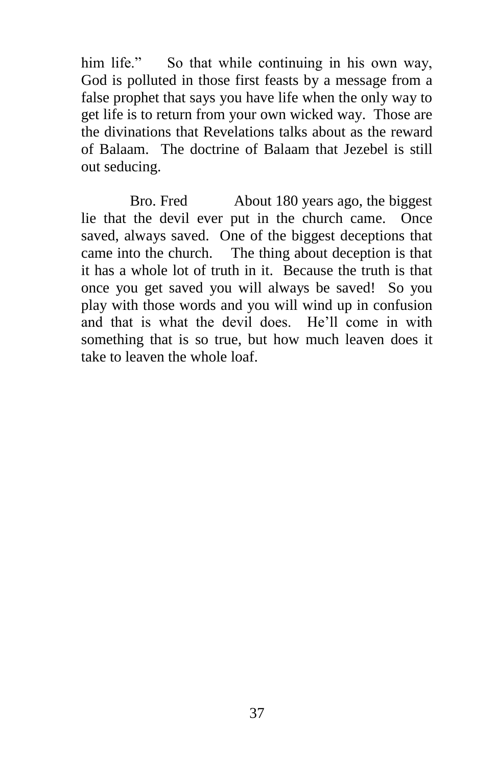him life." So that while continuing in his own way, God is polluted in those first feasts by a message from a false prophet that says you have life when the only way to get life is to return from your own wicked way. Those are the divinations that Revelations talks about as the reward of Balaam. The doctrine of Balaam that Jezebel is still out seducing.

Bro. Fred About 180 years ago, the biggest lie that the devil ever put in the church came. Once saved, always saved. One of the biggest deceptions that came into the church. The thing about deception is that it has a whole lot of truth in it. Because the truth is that once you get saved you will always be saved! So you play with those words and you will wind up in confusion and that is what the devil does. He'll come in with something that is so true, but how much leaven does it take to leaven the whole loaf.